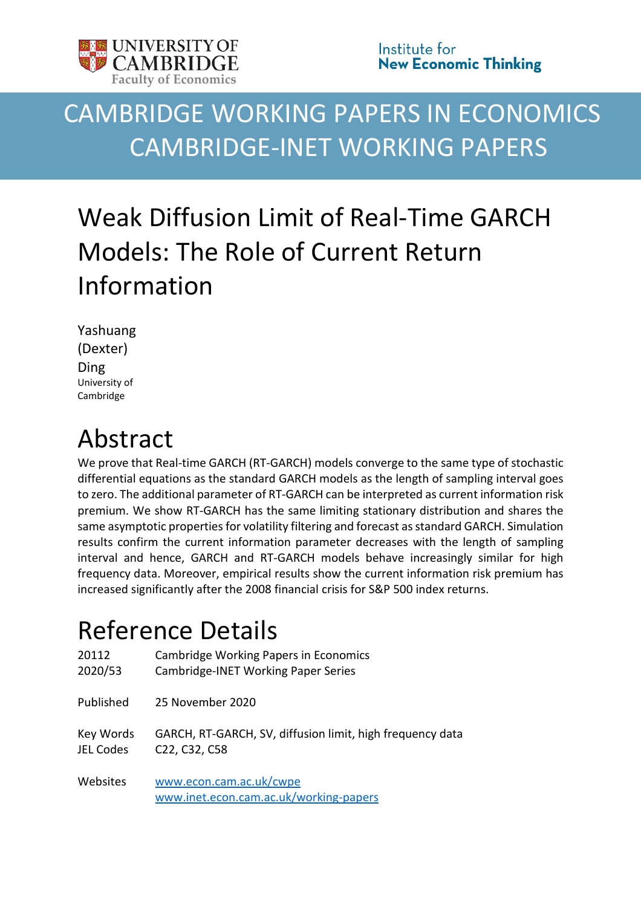UNIVERSITY OF CAMBRIDGE
Faculty of Economics

Institute for
**New Economic Thinking**

CAMBRIDGE WORKING PAPERS IN ECONOMICS
CAMBRIDGE-INET WORKING PAPERS

# Weak Diffusion Limit of Real-Time GARCH Models: The Role of Current Return Information

Yashuang (Dexter) Ding
University of Cambridge

# Abstract

We prove that Real-time GARCH (RT-GARCH) models converge to the same type of stochastic differential equations as the standard GARCH models as the length of sampling interval goes to zero. The additional parameter of RT-GARCH can be interpreted as current information risk premium. We show RT-GARCH has the same limiting stationary distribution and shares the same asymptotic properties for volatility filtering and forecast as standard GARCH. Simulation results confirm the current information parameter decreases with the length of sampling interval and hence, GARCH and RT-GARCH models behave increasingly similar for high frequency data. Moreover, empirical results show the current information risk premium has increased significantly after the 2008 financial crisis for S&P 500 index returns.

# Reference Details

| | |
|---|---|
| 20112 | Cambridge Working Papers in Economics |
| 2020/53 | Cambridge-INET Working Paper Series |
| Published | 25 November 2020 |
| Key Words | GARCH, RT-GARCH, SV, diffusion limit, high frequency data |
| JEL Codes | C22, C32, C58 |
| Websites | www.econ.cam.ac.uk/cwpe<br>www.inet.econ.cam.ac.uk/working-papers |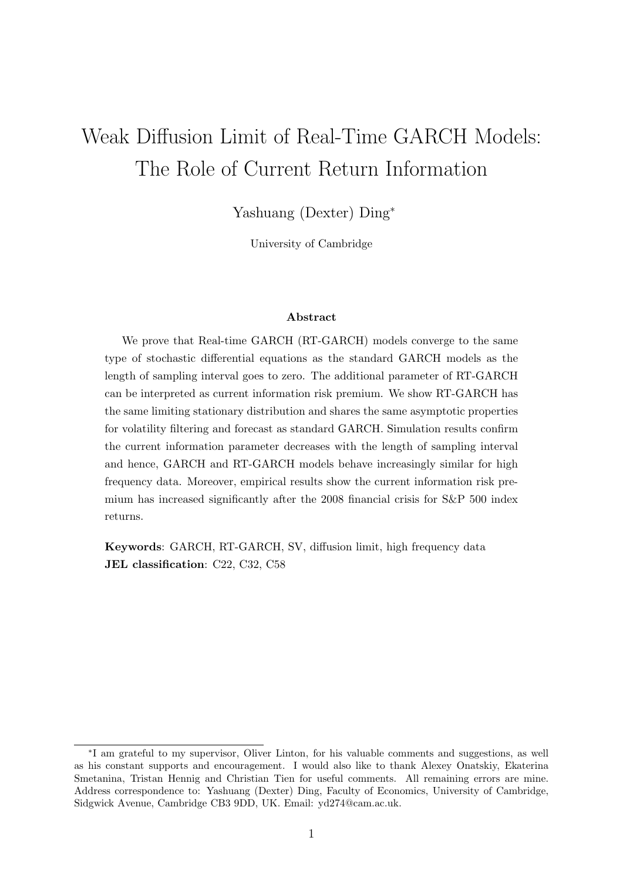# Weak Diffusion Limit of Real-Time GARCH Models: The Role of Current Return Information

Yashuang (Dexter) Ding*

University of Cambridge

**Abstract**

We prove that Real-time GARCH (RT-GARCH) models converge to the same type of stochastic differential equations as the standard GARCH models as the length of sampling interval goes to zero. The additional parameter of RT-GARCH can be interpreted as current information risk premium. We show RT-GARCH has the same limiting stationary distribution and shares the same asymptotic properties for volatility filtering and forecast as standard GARCH. Simulation results confirm the current information parameter decreases with the length of sampling interval and hence, GARCH and RT-GARCH models behave increasingly similar for high frequency data. Moreover, empirical results show the current information risk premium has increased significantly after the 2008 financial crisis for S&P 500 index returns.

**Keywords**: GARCH, RT-GARCH, SV, diffusion limit, high frequency data
**JEL classification**: C22, C32, C58

---

*I am grateful to my supervisor, Oliver Linton, for his valuable comments and suggestions, as well as his constant supports and encouragement. I would also like to thank Alexey Onatskiy, Ekaterina Smetanina, Tristan Hennig and Christian Tien for useful comments. All remaining errors are mine. Address correspondence to: Yashuang (Dexter) Ding, Faculty of Economics, University of Cambridge, Sidgwick Avenue, Cambridge CB3 9DD, UK. Email: yd274@cam.ac.uk.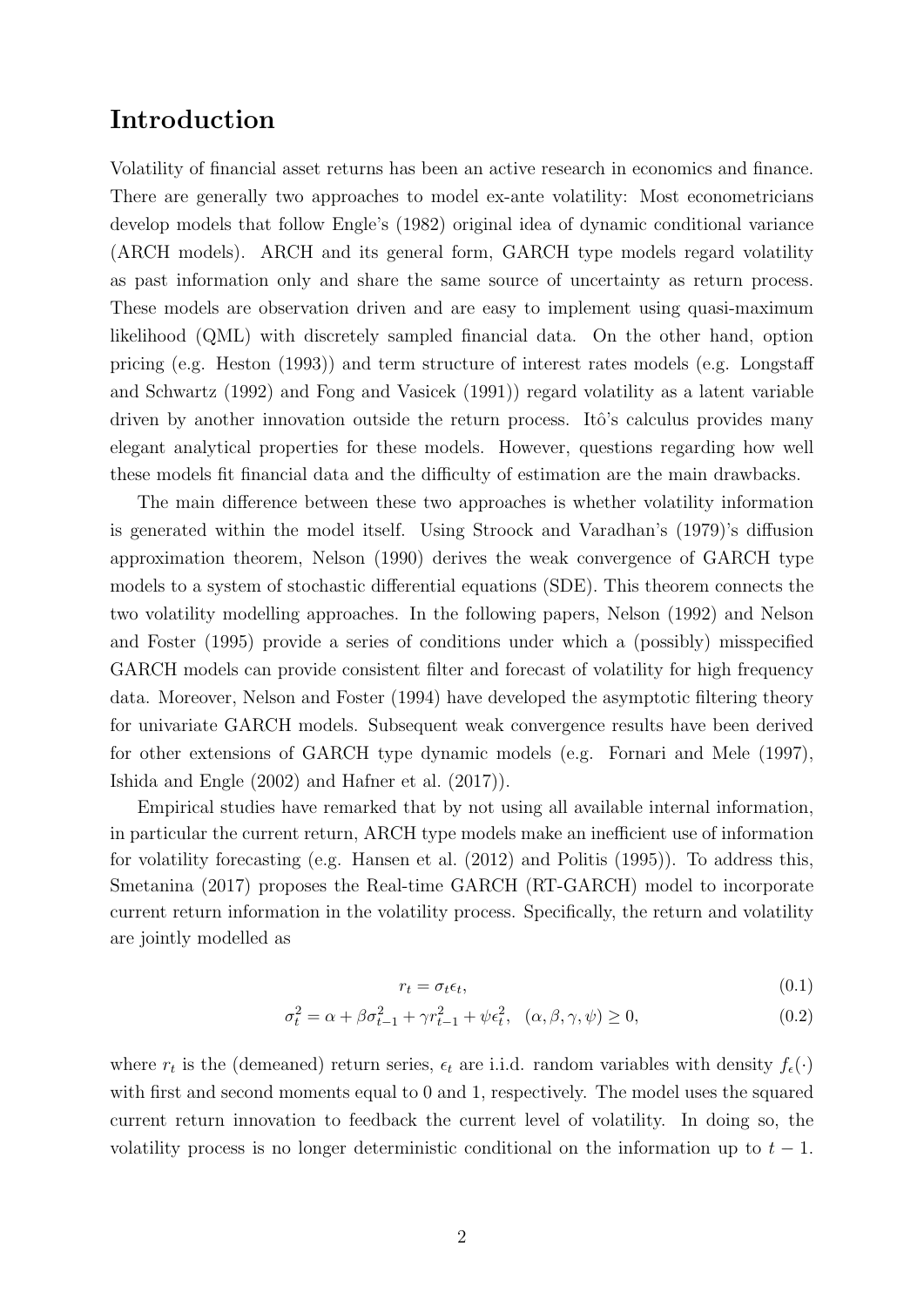# Introduction

Volatility of financial asset returns has been an active research in economics and finance. There are generally two approaches to model ex-ante volatility: Most econometricians develop models that follow Engle's (1982) original idea of dynamic conditional variance (ARCH models). ARCH and its general form, GARCH type models regard volatility as past information only and share the same source of uncertainty as return process. These models are observation driven and are easy to implement using quasi-maximum likelihood (QML) with discretely sampled financial data. On the other hand, option pricing (e.g. Heston (1993)) and term structure of interest rates models (e.g. Longstaff and Schwartz (1992) and Fong and Vasicek (1991)) regard volatility as a latent variable driven by another innovation outside the return process. Itô's calculus provides many elegant analytical properties for these models. However, questions regarding how well these models fit financial data and the difficulty of estimation are the main drawbacks.

The main difference between these two approaches is whether volatility information is generated within the model itself. Using Stroock and Varadhan's (1979)'s diffusion approximation theorem, Nelson (1990) derives the weak convergence of GARCH type models to a system of stochastic differential equations (SDE). This theorem connects the two volatility modelling approaches. In the following papers, Nelson (1992) and Nelson and Foster (1995) provide a series of conditions under which a (possibly) misspecified GARCH models can provide consistent filter and forecast of volatility for high frequency data. Moreover, Nelson and Foster (1994) have developed the asymptotic filtering theory for univariate GARCH models. Subsequent weak convergence results have been derived for other extensions of GARCH type dynamic models (e.g. Fornari and Mele (1997), Ishida and Engle (2002) and Hafner et al. (2017)).

Empirical studies have remarked that by not using all available internal information, in particular the current return, ARCH type models make an inefficient use of information for volatility forecasting (e.g. Hansen et al. (2012) and Politis (1995)). To address this, Smetanina (2017) proposes the Real-time GARCH (RT-GARCH) model to incorporate current return information in the volatility process. Specifically, the return and volatility are jointly modelled as

$$r_t = \sigma_t \epsilon_t, \tag{0.1}$$

$$\sigma_t^2 = \alpha + \beta \sigma_{t-1}^2 + \gamma r_{t-1}^2 + \psi \epsilon_t^2, \quad (\alpha, \beta, \gamma, \psi) \geq 0, \tag{0.2}$$

where $r_t$ is the (demeaned) return series, $\epsilon_t$ are i.i.d. random variables with density $f_\epsilon(\cdot)$ with first and second moments equal to 0 and 1, respectively. The model uses the squared current return innovation to feedback the current level of volatility. In doing so, the volatility process is no longer deterministic conditional on the information up to $t-1$.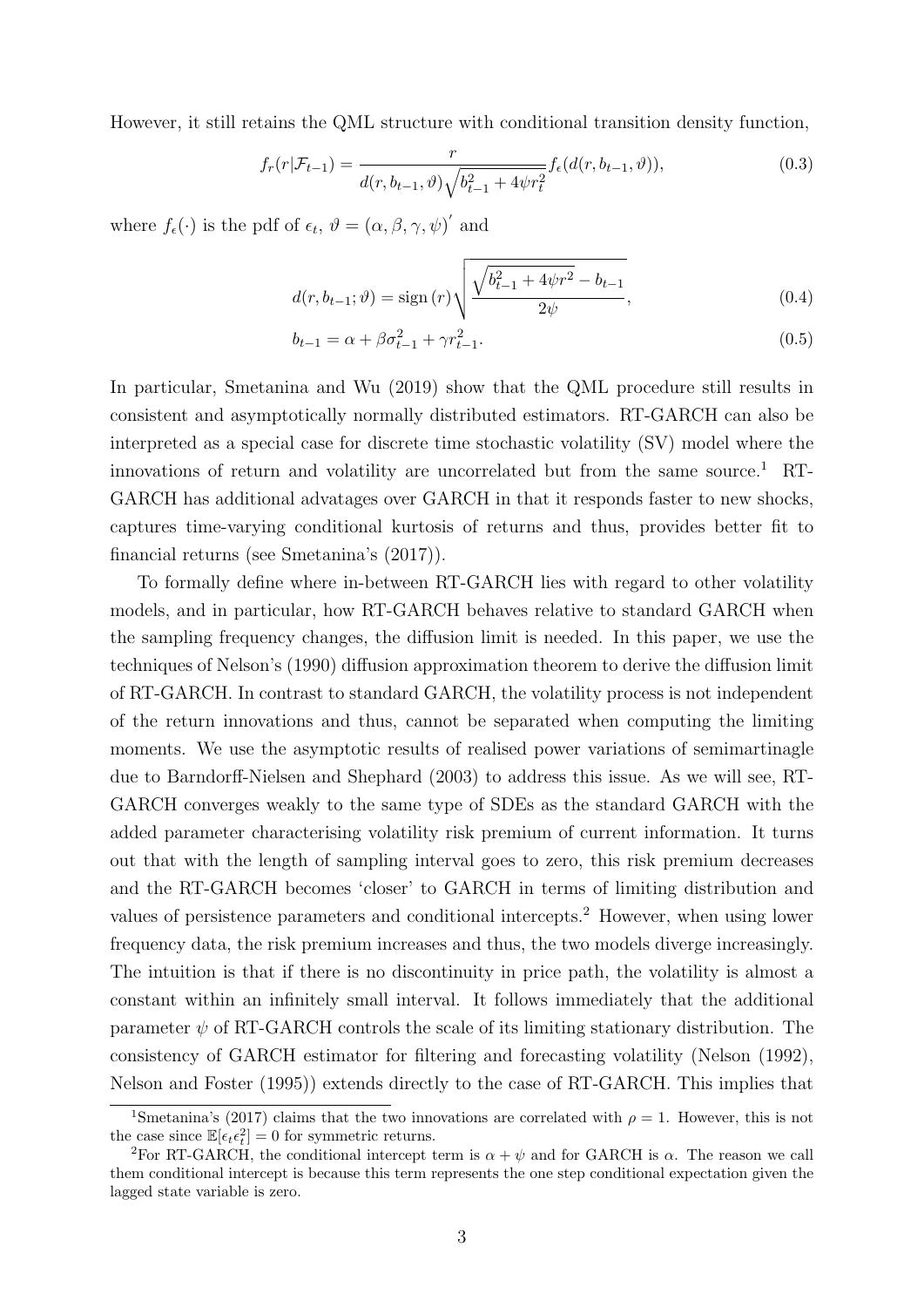However, it still retains the QML structure with conditional transition density function,

$$f_r(r|\mathcal{F}_{t-1}) = \frac{r}{d(r, b_{t-1}, \vartheta)\sqrt{b_{t-1}^2 + 4\psi r_t^2}} f_\epsilon(d(r, b_{t-1}, \vartheta)), \tag{0.3}$$

where $f_\epsilon(\cdot)$ is the pdf of $\epsilon_t$, $\vartheta = (\alpha, \beta, \gamma, \psi)'$ and

$$d(r, b_{t-1}; \vartheta) = \operatorname{sign}(r)\sqrt{\frac{\sqrt{b_{t-1}^2 + 4\psi r^2} - b_{t-1}}{2\psi}}, \tag{0.4}$$

$$b_{t-1} = \alpha + \beta\sigma_{t-1}^2 + \gamma r_{t-1}^2. \tag{0.5}$$

In particular, Smetanina and Wu (2019) show that the QML procedure still results in consistent and asymptotically normally distributed estimators. RT-GARCH can also be interpreted as a special case for discrete time stochastic volatility (SV) model where the innovations of return and volatility are uncorrelated but from the same source.[1] RT-GARCH has additional advatages over GARCH in that it responds faster to new shocks, captures time-varying conditional kurtosis of returns and thus, provides better fit to financial returns (see Smetanina's (2017)).

To formally define where in-between RT-GARCH lies with regard to other volatility models, and in particular, how RT-GARCH behaves relative to standard GARCH when the sampling frequency changes, the diffusion limit is needed. In this paper, we use the techniques of Nelson's (1990) diffusion approximation theorem to derive the diffusion limit of RT-GARCH. In contrast to standard GARCH, the volatility process is not independent of the return innovations and thus, cannot be separated when computing the limiting moments. We use the asymptotic results of realised power variations of semimartinagle due to Barndorff-Nielsen and Shephard (2003) to address this issue. As we will see, RT-GARCH converges weakly to the same type of SDEs as the standard GARCH with the added parameter characterising volatility risk premium of current information. It turns out that with the length of sampling interval goes to zero, this risk premium decreases and the RT-GARCH becomes 'closer' to GARCH in terms of limiting distribution and values of persistence parameters and conditional intercepts.[2] However, when using lower frequency data, the risk premium increases and thus, the two models diverge increasingly. The intuition is that if there is no discontinuity in price path, the volatility is almost a constant within an infinitely small interval. It follows immediately that the additional parameter $\psi$ of RT-GARCH controls the scale of its limiting stationary distribution. The consistency of GARCH estimator for filtering and forecasting volatility (Nelson (1992), Nelson and Foster (1995)) extends directly to the case of RT-GARCH. This implies that

[1] Smetanina's (2017) claims that the two innovations are correlated with $\rho = 1$. However, this is not the case since $\mathbb{E}[\epsilon_t \epsilon_t^2] = 0$ for symmetric returns.

[2] For RT-GARCH, the conditional intercept term is $\alpha + \psi$ and for GARCH is $\alpha$. The reason we call them conditional intercept is because this term represents the one step conditional expectation given the lagged state variable is zero.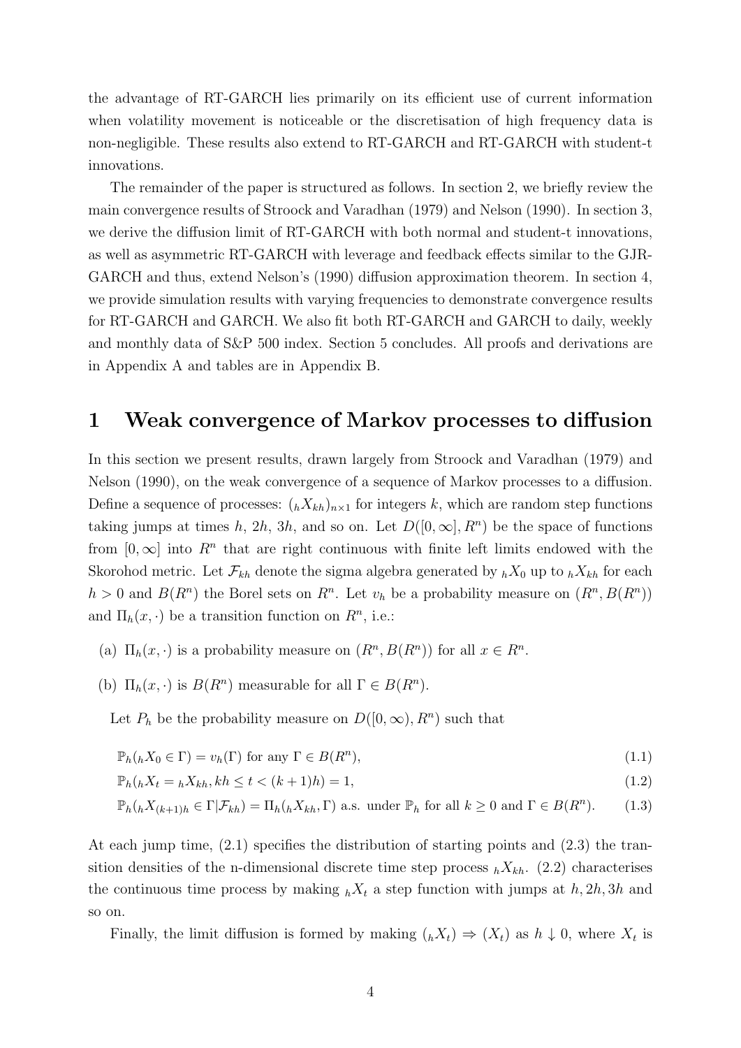the advantage of RT-GARCH lies primarily on its efficient use of current information when volatility movement is noticeable or the discretisation of high frequency data is non-negligible. These results also extend to RT-GARCH and RT-GARCH with student-t innovations.

The remainder of the paper is structured as follows. In section 2, we briefly review the main convergence results of Stroock and Varadhan (1979) and Nelson (1990). In section 3, we derive the diffusion limit of RT-GARCH with both normal and student-t innovations, as well as asymmetric RT-GARCH with leverage and feedback effects similar to the GJR-GARCH and thus, extend Nelson's (1990) diffusion approximation theorem. In section 4, we provide simulation results with varying frequencies to demonstrate convergence results for RT-GARCH and GARCH. We also fit both RT-GARCH and GARCH to daily, weekly and monthly data of S&P 500 index. Section 5 concludes. All proofs and derivations are in Appendix A and tables are in Appendix B.

# 1 Weak convergence of Markov processes to diffusion

In this section we present results, drawn largely from Stroock and Varadhan (1979) and Nelson (1990), on the weak convergence of a sequence of Markov processes to a diffusion. Define a sequence of processes: $({}_hX_{kh})_{n\times 1}$ for integers $k$, which are random step functions taking jumps at times $h$, $2h$, $3h$, and so on. Let $D([0,\infty], R^n)$ be the space of functions from $[0,\infty]$ into $R^n$ that are right continuous with finite left limits endowed with the Skorohod metric. Let $\mathcal{F}_{kh}$ denote the sigma algebra generated by ${}_hX_0$ up to ${}_hX_{kh}$ for each $h>0$ and $B(R^n)$ the Borel sets on $R^n$. Let $v_h$ be a probability measure on $(R^n, B(R^n))$ and $\Pi_h(x,\cdot)$ be a transition function on $R^n$, i.e.:

(a) $\Pi_h(x,\cdot)$ is a probability measure on $(R^n, B(R^n))$ for all $x \in R^n$.

(b) $\Pi_h(x,\cdot)$ is $B(R^n)$ measurable for all $\Gamma \in B(R^n)$.

Let $P_h$ be the probability measure on $D([0,\infty), R^n)$ such that

$$\mathbb{P}_h({}_hX_0 \in \Gamma) = v_h(\Gamma) \text{ for any } \Gamma \in B(R^n), \tag{1.1}$$

$$\mathbb{P}_h({}_hX_t = {}_hX_{kh}, kh \le t < (k+1)h) = 1, \tag{1.2}$$

$$\mathbb{P}_h({}_hX_{(k+1)h} \in \Gamma | \mathcal{F}_{kh}) = \Pi_h({}_hX_{kh}, \Gamma) \text{ a.s. under } \mathbb{P}_h \text{ for all } k \ge 0 \text{ and } \Gamma \in B(R^n). \tag{1.3}$$

At each jump time, (2.1) specifies the distribution of starting points and (2.3) the transition densities of the n-dimensional discrete time step process ${}_hX_{kh}$. (2.2) characterises the continuous time process by making ${}_hX_t$ a step function with jumps at $h, 2h, 3h$ and so on.

Finally, the limit diffusion is formed by making $({}_hX_t) \Rightarrow (X_t)$ as $h \downarrow 0$, where $X_t$ is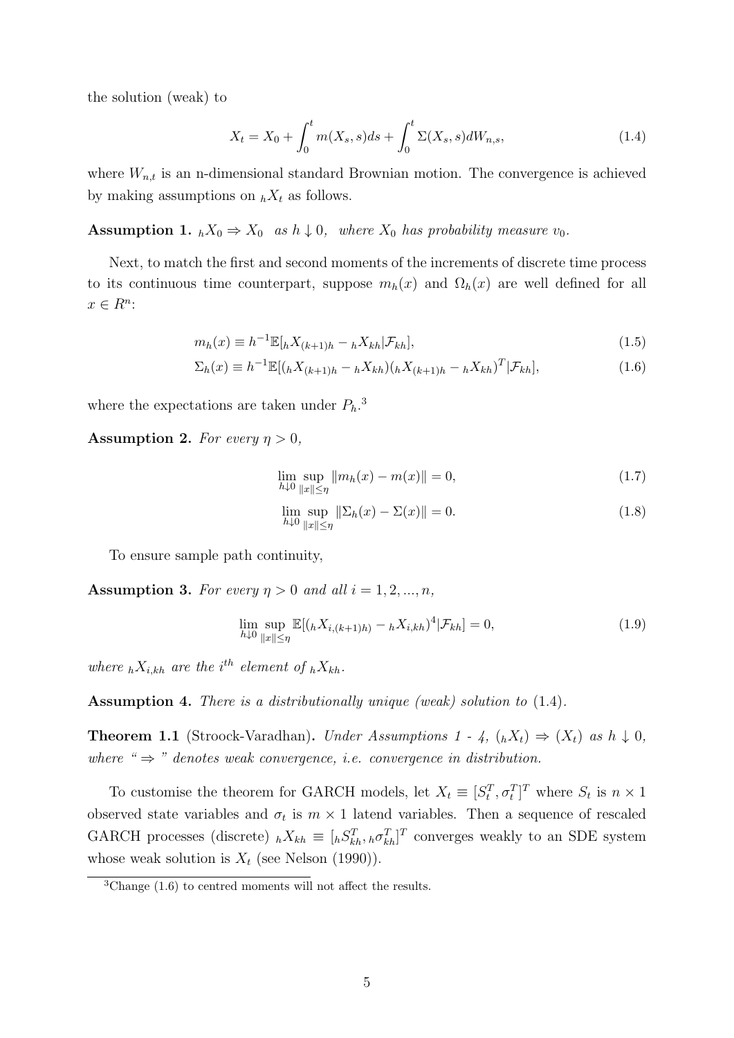the solution (weak) to

$$X_t = X_0 + \int_0^t m(X_s, s)ds + \int_0^t \Sigma(X_s, s)dW_{n,s}, \tag{1.4}$$

where $W_{n,t}$ is an n-dimensional standard Brownian motion. The convergence is achieved by making assumptions on ${}_hX_t$ as follows.

**Assumption 1.** *${}_hX_0 \Rightarrow X_0$ as $h \downarrow 0$, where $X_0$ has probability measure $v_0$.*

Next, to match the first and second moments of the increments of discrete time process to its continuous time counterpart, suppose $m_h(x)$ and $\Omega_h(x)$ are well defined for all $x \in R^n$:

$$m_h(x) \equiv h^{-1}\mathbb{E}[{}_hX_{(k+1)h} - {}_hX_{kh}|\mathcal{F}_{kh}], \tag{1.5}$$

$$\Sigma_h(x) \equiv h^{-1}\mathbb{E}[({}_hX_{(k+1)h} - {}_hX_{kh})({}_hX_{(k+1)h} - {}_hX_{kh})^T|\mathcal{F}_{kh}], \tag{1.6}$$

where the expectations are taken under $P_h$.[3]

**Assumption 2.** *For every $\eta > 0$,*

$$\lim_{h\downarrow 0} \sup_{\|x\|\leq\eta} \|m_h(x) - m(x)\| = 0, \tag{1.7}$$

$$\lim_{h\downarrow 0} \sup_{\|x\|\leq\eta} \|\Sigma_h(x) - \Sigma(x)\| = 0. \tag{1.8}$$

To ensure sample path continuity,

**Assumption 3.** *For every $\eta > 0$ and all $i = 1, 2, ..., n$,*

$$\lim_{h\downarrow 0} \sup_{\|x\|\leq\eta} \mathbb{E}[({}_hX_{i,(k+1)h)} - {}_hX_{i,kh})^4|\mathcal{F}_{kh}] = 0, \tag{1.9}$$

*where ${}_hX_{i,kh}$ are the $i^{th}$ element of ${}_hX_{kh}$.*

**Assumption 4.** *There is a distributionally unique (weak) solution to* (1.4)*.*

**Theorem 1.1** (Stroock-Varadhan)**.** *Under Assumptions 1 - 4, $({}_hX_t) \Rightarrow (X_t)$ as $h \downarrow 0$, where " $\Rightarrow$ " denotes weak convergence, i.e. convergence in distribution.*

To customise the theorem for GARCH models, let $X_t \equiv [S_t^T, \sigma_t^T]^T$ where $S_t$ is $n \times 1$ observed state variables and $\sigma_t$ is $m \times 1$ latend variables. Then a sequence of rescaled GARCH processes (discrete) ${}_hX_{kh} \equiv [{}_hS_{kh}^T, {}_h\sigma_{kh}^T]^T$ converges weakly to an SDE system whose weak solution is $X_t$ (see Nelson (1990)).

[3] Change (1.6) to centred moments will not affect the results.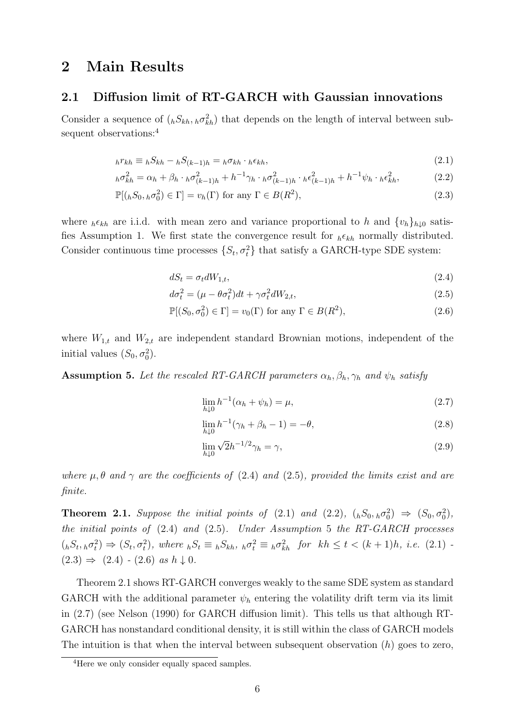# 2 Main Results

## 2.1 Diffusion limit of RT-GARCH with Gaussian innovations

Consider a sequence of $({}_hS_{kh}, {}_h\sigma^2_{kh})$ that depends on the length of interval between subsequent observations:[4]

$$
{}_hr_{kh} \equiv {}_hS_{kh} - {}_hS_{(k-1)h} = {}_h\sigma_{kh} \cdot {}_h\epsilon_{kh}, \tag{2.1}
$$

$$
{}_h\sigma^2_{kh} = \alpha_h + \beta_h \cdot {}_h\sigma^2_{(k-1)h} + h^{-1}\gamma_h \cdot {}_h\sigma^2_{(k-1)h} \cdot {}_h\epsilon^2_{(k-1)h} + h^{-1}\psi_h \cdot {}_h\epsilon^2_{kh}, \tag{2.2}
$$

$$
\mathbb{P}[({}_hS_0, {}_h\sigma^2_0) \in \Gamma] = v_h(\Gamma) \text{ for any } \Gamma \in B(R^2), \tag{2.3}
$$

where ${}_h\epsilon_{kh}$ are i.i.d. with mean zero and variance proportional to $h$ and $\{v_h\}_{h\downarrow 0}$ satisfies Assumption 1. We first state the convergence result for ${}_h\epsilon_{kh}$ normally distributed. Consider continuous time processes $\{S_t, \sigma^2_t\}$ that satisfy a GARCH-type SDE system:

$$
dS_t = \sigma_t dW_{1,t}, \tag{2.4}
$$

$$
d\sigma^2_t = (\mu - \theta\sigma^2_t)dt + \gamma\sigma^2_t dW_{2,t}, \tag{2.5}
$$

$$
\mathbb{P}[(S_0, \sigma^2_0) \in \Gamma] = v_0(\Gamma) \text{ for any } \Gamma \in B(R^2), \tag{2.6}
$$

where $W_{1,t}$ and $W_{2,t}$ are independent standard Brownian motions, independent of the initial values $(S_0, \sigma^2_0)$.

**Assumption 5.** *Let the rescaled RT-GARCH parameters $\alpha_h, \beta_h, \gamma_h$ and $\psi_h$ satisfy*

$$
\lim_{h\downarrow 0} h^{-1}(\alpha_h + \psi_h) = \mu, \tag{2.7}
$$

$$
\lim_{h\downarrow 0} h^{-1}(\gamma_h + \beta_h - 1) = -\theta, \tag{2.8}
$$

$$
\lim_{h\downarrow 0} \sqrt{2}h^{-1/2}\gamma_h = \gamma, \tag{2.9}
$$

*where $\mu, \theta$ and $\gamma$ are the coefficients of* (2.4) *and* (2.5)*, provided the limits exist and are finite.*

**Theorem 2.1.** *Suppose the initial points of* (2.1) *and* (2.2)*, $({}_hS_0, {}_h\sigma^2_0) \Rightarrow (S_0, \sigma^2_0)$, the initial points of* (2.4) *and* (2.5)*. Under Assumption 5 the RT-GARCH processes $({}_hS_t, {}_h\sigma^2_t) \Rightarrow (S_t, \sigma^2_t)$, where ${}_hS_t \equiv {}_hS_{kh}$, ${}_h\sigma^2_t \equiv {}_h\sigma^2_{kh}$ for $kh \le t < (k+1)h$, i.e.* (2.1) *-* (2.3) $\Rightarrow$ (2.4) *-* (2.6) *as $h \downarrow 0$.*

Theorem 2.1 shows RT-GARCH converges weakly to the same SDE system as standard GARCH with the additional parameter $\psi_h$ entering the volatility drift term via its limit in (2.7) (see Nelson (1990) for GARCH diffusion limit). This tells us that although RT-GARCH has nonstandard conditional density, it is still within the class of GARCH models The intuition is that when the interval between subsequent observation ($h$) goes to zero,

[4] Here we only consider equally spaced samples.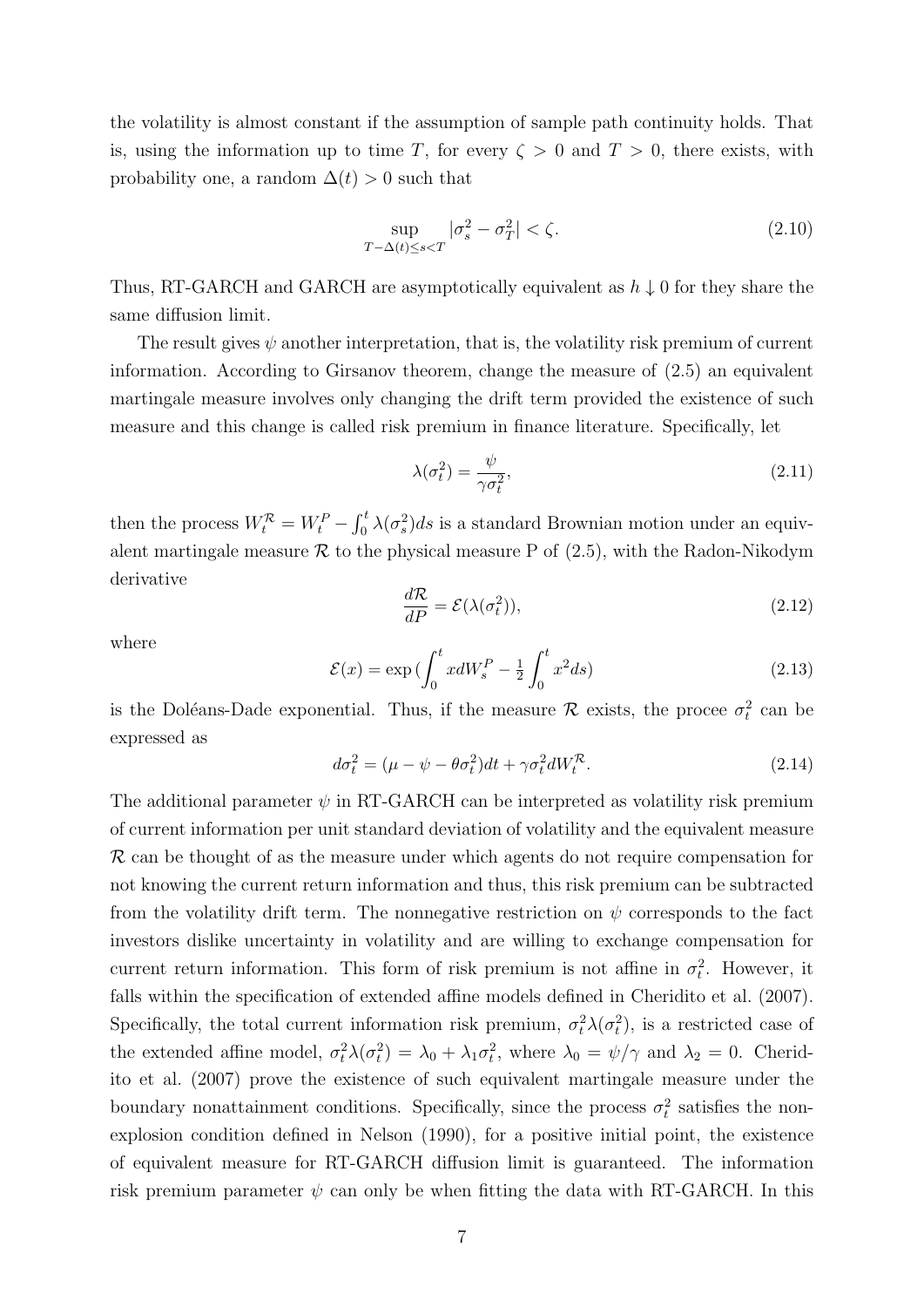the volatility is almost constant if the assumption of sample path continuity holds. That is, using the information up to time $T$, for every $\zeta > 0$ and $T > 0$, there exists, with probability one, a random $\Delta(t) > 0$ such that

$$\sup_{T-\Delta(t)\leq s<T} |\sigma_s^2 - \sigma_T^2| < \zeta. \tag{2.10}$$

Thus, RT-GARCH and GARCH are asymptotically equivalent as $h \downarrow 0$ for they share the same diffusion limit.

The result gives $\psi$ another interpretation, that is, the volatility risk premium of current information. According to Girsanov theorem, change the measure of (2.5) an equivalent martingale measure involves only changing the drift term provided the existence of such measure and this change is called risk premium in finance literature. Specifically, let

$$\lambda(\sigma_t^2) = \frac{\psi}{\gamma\sigma_t^2}, \tag{2.11}$$

then the process $W_t^{\mathcal{R}} = W_t^P - \int_0^t \lambda(\sigma_s^2)ds$ is a standard Brownian motion under an equivalent martingale measure $\mathcal{R}$ to the physical measure P of (2.5), with the Radon-Nikodym derivative

$$\frac{d\mathcal{R}}{dP} = \mathcal{E}(\lambda(\sigma_t^2)), \tag{2.12}$$

where

$$\mathcal{E}(x) = \exp\left(\int_0^t x dW_s^P - \tfrac{1}{2}\int_0^t x^2 ds\right) \tag{2.13}$$

is the Doléans-Dade exponential. Thus, if the measure $\mathcal{R}$ exists, the procee $\sigma_t^2$ can be expressed as

$$d\sigma_t^2 = (\mu - \psi - \theta\sigma_t^2)dt + \gamma\sigma_t^2 dW_t^{\mathcal{R}}. \tag{2.14}$$

The additional parameter $\psi$ in RT-GARCH can be interpreted as volatility risk premium of current information per unit standard deviation of volatility and the equivalent measure $\mathcal{R}$ can be thought of as the measure under which agents do not require compensation for not knowing the current return information and thus, this risk premium can be subtracted from the volatility drift term. The nonnegative restriction on $\psi$ corresponds to the fact investors dislike uncertainty in volatility and are willing to exchange compensation for current return information. This form of risk premium is not affine in $\sigma_t^2$. However, it falls within the specification of extended affine models defined in Cheridito et al. (2007). Specifically, the total current information risk premium, $\sigma_t^2\lambda(\sigma_t^2)$, is a restricted case of the extended affine model, $\sigma_t^2\lambda(\sigma_t^2) = \lambda_0 + \lambda_1\sigma_t^2$, where $\lambda_0 = \psi/\gamma$ and $\lambda_2 = 0$. Cheridito et al. (2007) prove the existence of such equivalent martingale measure under the boundary nonattainment conditions. Specifically, since the process $\sigma_t^2$ satisfies the non-explosion condition defined in Nelson (1990), for a positive initial point, the existence of equivalent measure for RT-GARCH diffusion limit is guaranteed. The information risk premium parameter $\psi$ can only be when fitting the data with RT-GARCH. In this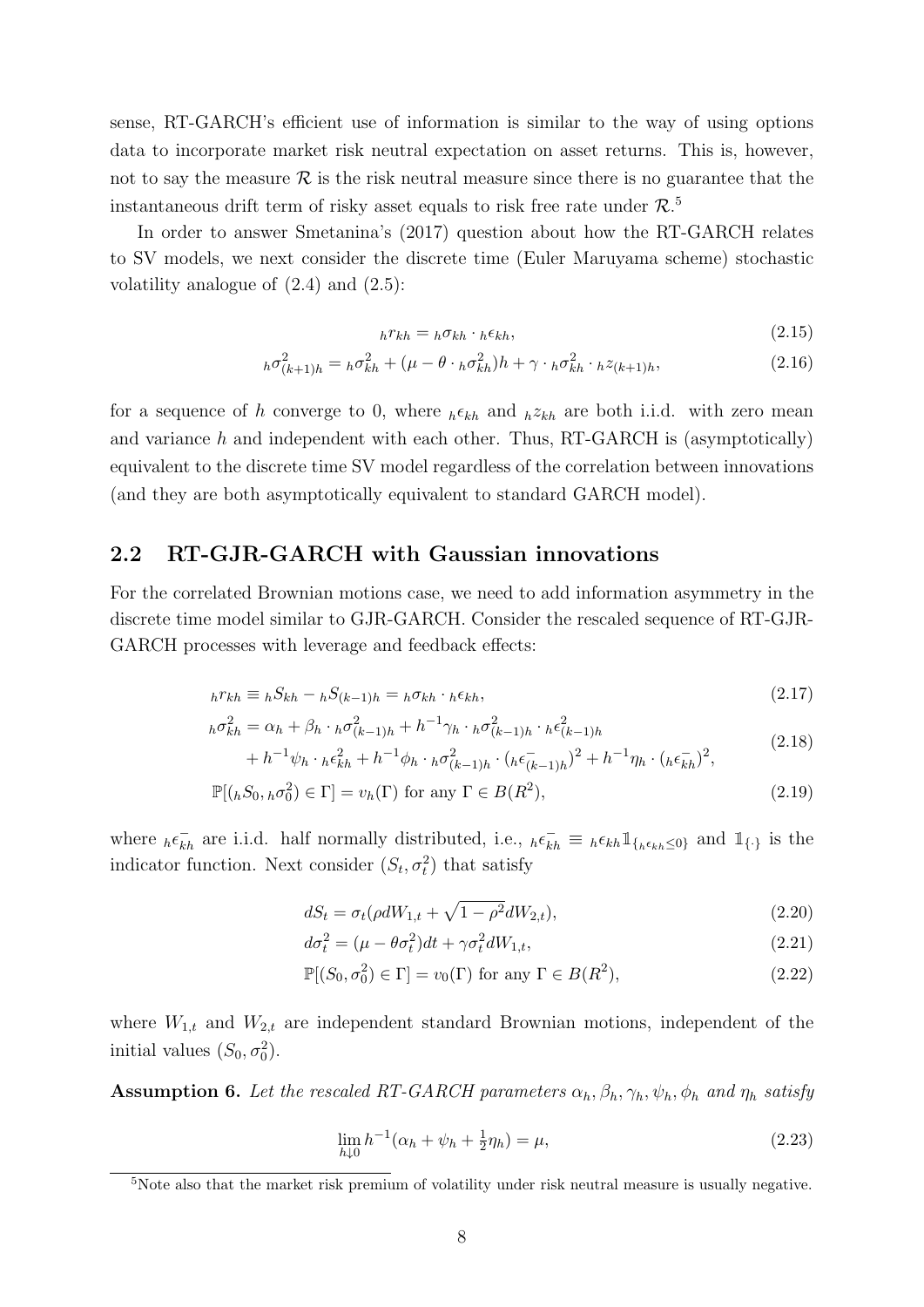sense, RT-GARCH's efficient use of information is similar to the way of using options data to incorporate market risk neutral expectation on asset returns. This is, however, not to say the measure $\mathcal{R}$ is the risk neutral measure since there is no guarantee that the instantaneous drift term of risky asset equals to risk free rate under $\mathcal{R}$.[5]

In order to answer Smetanina's (2017) question about how the RT-GARCH relates to SV models, we next consider the discrete time (Euler Maruyama scheme) stochastic volatility analogue of (2.4) and (2.5):

$$
{}_h r_{kh} = {}_h\sigma_{kh} \cdot {}_h\epsilon_{kh}, \tag{2.15}
$$

$$
{}_h\sigma^2_{(k+1)h} = {}_h\sigma^2_{kh} + (\mu - \theta \cdot {}_h\sigma^2_{kh})h + \gamma \cdot {}_h\sigma^2_{kh} \cdot {}_h z_{(k+1)h}, \tag{2.16}
$$

for a sequence of $h$ converge to 0, where ${}_h\epsilon_{kh}$ and ${}_h z_{kh}$ are both i.i.d. with zero mean and variance $h$ and independent with each other. Thus, RT-GARCH is (asymptotically) equivalent to the discrete time SV model regardless of the correlation between innovations (and they are both asymptotically equivalent to standard GARCH model).

## 2.2 RT-GJR-GARCH with Gaussian innovations

For the correlated Brownian motions case, we need to add information asymmetry in the discrete time model similar to GJR-GARCH. Consider the rescaled sequence of RT-GJR-GARCH processes with leverage and feedback effects:

$$
{}_h r_{kh} \equiv {}_h S_{kh} - {}_h S_{(k-1)h} = {}_h\sigma_{kh} \cdot {}_h\epsilon_{kh}, \tag{2.17}
$$

$$
\begin{aligned}
{}_h\sigma^2_{kh} = {} & \alpha_h + \beta_h \cdot {}_h\sigma^2_{(k-1)h} + h^{-1}\gamma_h \cdot {}_h\sigma^2_{(k-1)h} \cdot {}_h\epsilon^2_{(k-1)h} \\
& + h^{-1}\psi_h \cdot {}_h\epsilon^2_{kh} + h^{-1}\phi_h \cdot {}_h\sigma^2_{(k-1)h} \cdot ({}_h\epsilon^-_{(k-1)h})^2 + h^{-1}\eta_h \cdot ({}_h\epsilon^-_{kh})^2,
\end{aligned} \tag{2.18}
$$

$$
\mathbb{P}[({}_h S_0, {}_h\sigma^2_0) \in \Gamma] = v_h(\Gamma) \text{ for any } \Gamma \in B(R^2), \tag{2.19}
$$

where ${}_h\epsilon^-_{kh}$ are i.i.d. half normally distributed, i.e., ${}_h\epsilon^-_{kh} \equiv {}_h\epsilon_{kh}\mathbb{1}_{\{{}_h\epsilon_{kh} \leq 0\}}$ and $\mathbb{1}_{\{\cdot\}}$ is the indicator function. Next consider $(S_t, \sigma^2_t)$ that satisfy

$$
dS_t = \sigma_t(\rho dW_{1,t} + \sqrt{1-\rho^2} dW_{2,t}), \tag{2.20}
$$

$$
d\sigma^2_t = (\mu - \theta\sigma^2_t)dt + \gamma\sigma^2_t dW_{1,t}, \tag{2.21}
$$

$$
\mathbb{P}[(S_0, \sigma^2_0) \in \Gamma] = v_0(\Gamma) \text{ for any } \Gamma \in B(R^2), \tag{2.22}
$$

where $W_{1,t}$ and $W_{2,t}$ are independent standard Brownian motions, independent of the initial values $(S_0, \sigma^2_0)$.

**Assumption 6.** *Let the rescaled RT-GARCH parameters $\alpha_h, \beta_h, \gamma_h, \psi_h, \phi_h$ and $\eta_h$ satisfy*

$$
\lim_{h \downarrow 0} h^{-1}(\alpha_h + \psi_h + \tfrac{1}{2}\eta_h) = \mu, \tag{2.23}
$$

[5] Note also that the market risk premium of volatility under risk neutral measure is usually negative.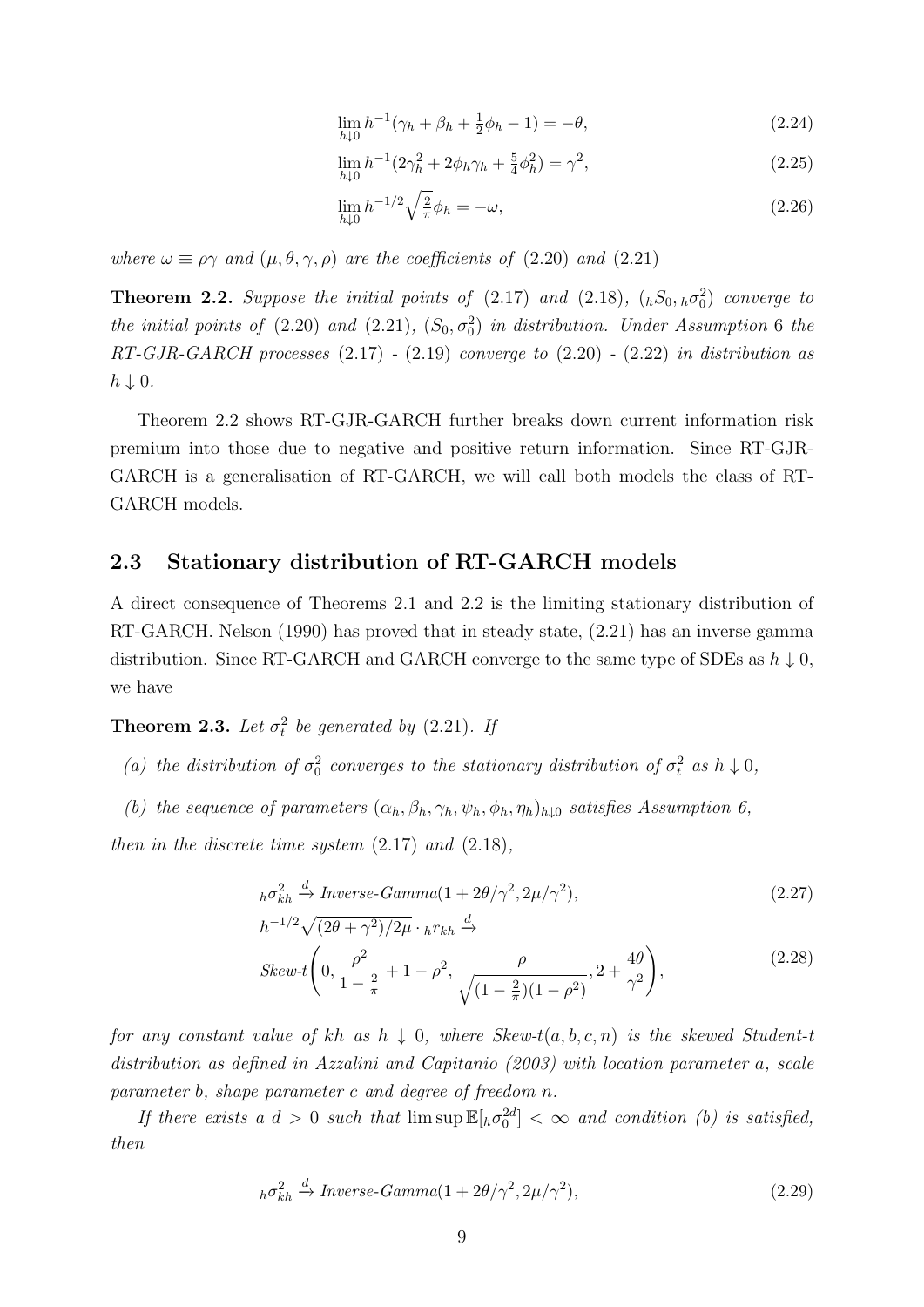$$\lim_{h \downarrow 0} h^{-1}(\gamma_h + \beta_h + \tfrac{1}{2}\phi_h - 1) = -\theta, \tag{2.24}$$

$$\lim_{h \downarrow 0} h^{-1}(2\gamma_h^2 + 2\phi_h\gamma_h + \tfrac{5}{4}\phi_h^2) = \gamma^2, \tag{2.25}$$

$$\lim_{h \downarrow 0} h^{-1/2}\sqrt{\tfrac{2}{\pi}}\phi_h = -\omega, \tag{2.26}$$

*where* $\omega \equiv \rho\gamma$ *and* $(\mu, \theta, \gamma, \rho)$ *are the coefficients of* (2.20) *and* (2.21)

**Theorem 2.2.** *Suppose the initial points of* (2.17) *and* (2.18), $({}_hS_0, {}_h\sigma_0^2)$ *converge to the initial points of* (2.20) *and* (2.21), $(S_0, \sigma_0^2)$ *in distribution. Under Assumption* 6 *the RT-GJR-GARCH processes* (2.17) *-* (2.19) *converge to* (2.20) *-* (2.22) *in distribution as* $h \downarrow 0$.

Theorem 2.2 shows RT-GJR-GARCH further breaks down current information risk premium into those due to negative and positive return information. Since RT-GJR-GARCH is a generalisation of RT-GARCH, we will call both models the class of RT-GARCH models.

## 2.3 Stationary distribution of RT-GARCH models

A direct consequence of Theorems 2.1 and 2.2 is the limiting stationary distribution of RT-GARCH. Nelson (1990) has proved that in steady state, (2.21) has an inverse gamma distribution. Since RT-GARCH and GARCH converge to the same type of SDEs as $h \downarrow 0$, we have

**Theorem 2.3.** *Let* $\sigma_t^2$ *be generated by* (2.21). *If*

*(a) the distribution of* $\sigma_0^2$ *converges to the stationary distribution of* $\sigma_t^2$ *as* $h \downarrow 0$,

*(b) the sequence of parameters* $(\alpha_h, \beta_h, \gamma_h, \psi_h, \phi_h, \eta_h)_{h\downarrow 0}$ *satisfies Assumption 6,*

*then in the discrete time system* (2.17) *and* (2.18),

$${}_h\sigma_{kh}^2 \xrightarrow{d} \textit{Inverse-Gamma}(1 + 2\theta/\gamma^2, 2\mu/\gamma^2), \tag{2.27}$$

$$h^{-1/2}\sqrt{(2\theta + \gamma^2)/2\mu} \cdot {}_hr_{kh} \xrightarrow{d} \textit{Skew-t}\left(0, \frac{\rho^2}{1 - \frac{2}{\pi}} + 1 - \rho^2, \frac{\rho}{\sqrt{(1 - \frac{2}{\pi})(1 - \rho^2)}}, 2 + \frac{4\theta}{\gamma^2}\right), \tag{2.28}$$

*for any constant value of* $kh$ *as* $h \downarrow 0$, *where Skew-t*$(a, b, c, n)$ *is the skewed Student-t distribution as defined in Azzalini and Capitanio (2003) with location parameter* $a$, *scale parameter* $b$, *shape parameter* $c$ *and degree of freedom* $n$.

*If there exists a* $d > 0$ *such that* $\limsup \mathbb{E}[{}_h\sigma_0^{2d}] < \infty$ *and condition (b) is satisfied, then*

$${}_h\sigma_{kh}^2 \xrightarrow{d} \textit{Inverse-Gamma}(1 + 2\theta/\gamma^2, 2\mu/\gamma^2), \tag{2.29}$$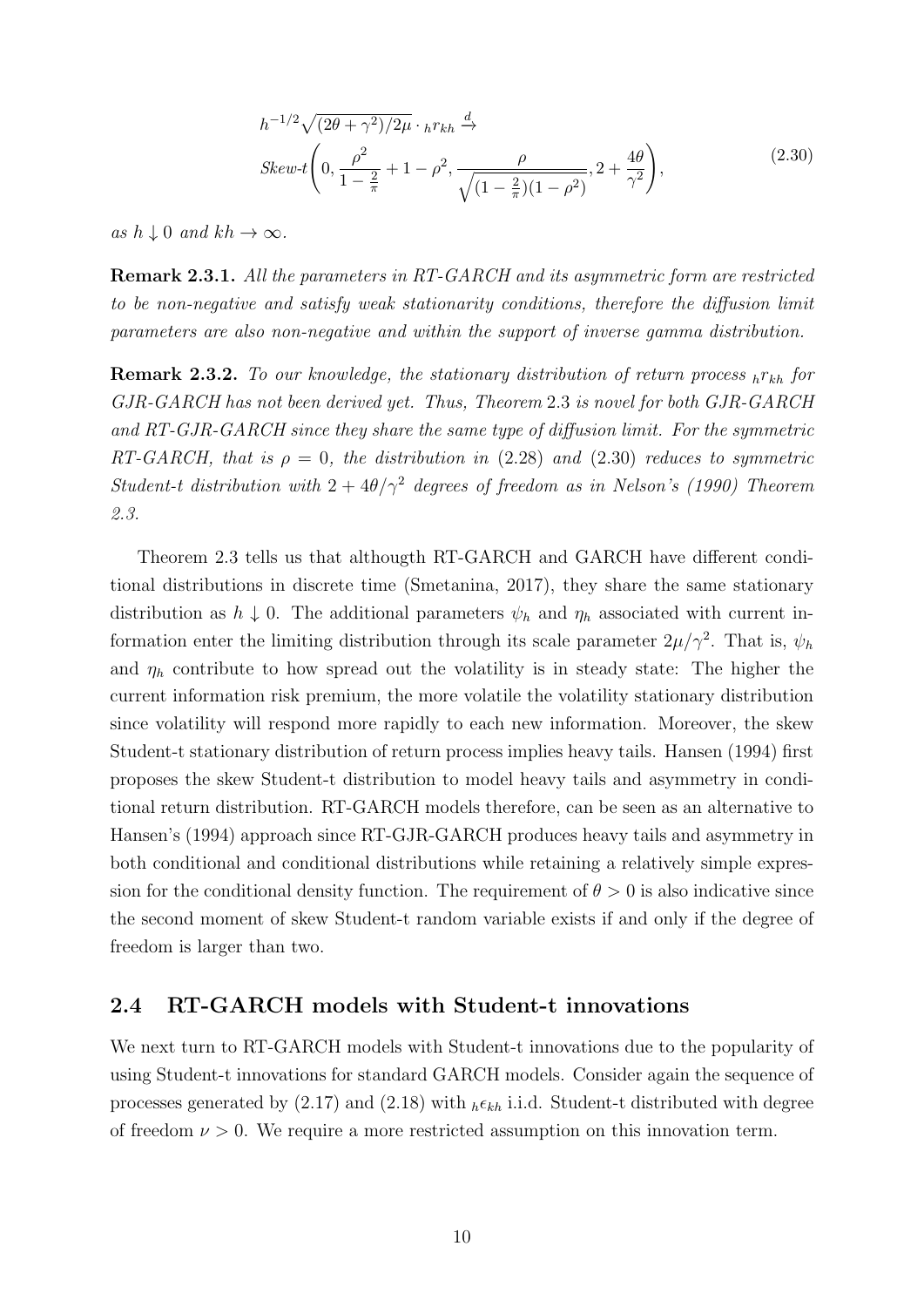$$
\begin{aligned}
&h^{-1/2}\sqrt{(2\theta+\gamma^2)/2\mu}\cdot {}_h r_{kh} \xrightarrow{d} \\
&\textit{Skew-t}\left(0, \frac{\rho^2}{1-\frac{2}{\pi}}+1-\rho^2, \frac{\rho}{\sqrt{(1-\frac{2}{\pi})(1-\rho^2)}}, 2+\frac{4\theta}{\gamma^2}\right),
\end{aligned}
\tag{2.30}
$$

*as $h \downarrow 0$ and $kh \to \infty$.*

**Remark 2.3.1.** *All the parameters in RT-GARCH and its asymmetric form are restricted to be non-negative and satisfy weak stationarity conditions, therefore the diffusion limit parameters are also non-negative and within the support of inverse gamma distribution.*

**Remark 2.3.2.** *To our knowledge, the stationary distribution of return process ${}_h r_{kh}$ for GJR-GARCH has not been derived yet. Thus, Theorem 2.3 is novel for both GJR-GARCH and RT-GJR-GARCH since they share the same type of diffusion limit. For the symmetric RT-GARCH, that is $\rho = 0$, the distribution in (2.28) and (2.30) reduces to symmetric Student-t distribution with $2 + 4\theta/\gamma^2$ degrees of freedom as in Nelson's (1990) Theorem 2.3.*

Theorem 2.3 tells us that althougth RT-GARCH and GARCH have different conditional distributions in discrete time (Smetanina, 2017), they share the same stationary distribution as $h \downarrow 0$. The additional parameters $\psi_h$ and $\eta_h$ associated with current information enter the limiting distribution through its scale parameter $2\mu/\gamma^2$. That is, $\psi_h$ and $\eta_h$ contribute to how spread out the volatility is in steady state: The higher the current information risk premium, the more volatile the volatility stationary distribution since volatility will respond more rapidly to each new information. Moreover, the skew Student-t stationary distribution of return process implies heavy tails. Hansen (1994) first proposes the skew Student-t distribution to model heavy tails and asymmetry in conditional return distribution. RT-GARCH models therefore, can be seen as an alternative to Hansen's (1994) approach since RT-GJR-GARCH produces heavy tails and asymmetry in both conditional and conditional distributions while retaining a relatively simple expression for the conditional density function. The requirement of $\theta > 0$ is also indicative since the second moment of skew Student-t random variable exists if and only if the degree of freedom is larger than two.

## 2.4 RT-GARCH models with Student-t innovations

We next turn to RT-GARCH models with Student-t innovations due to the popularity of using Student-t innovations for standard GARCH models. Consider again the sequence of processes generated by (2.17) and (2.18) with ${}_h\epsilon_{kh}$ i.i.d. Student-t distributed with degree of freedom $\nu > 0$. We require a more restricted assumption on this innovation term.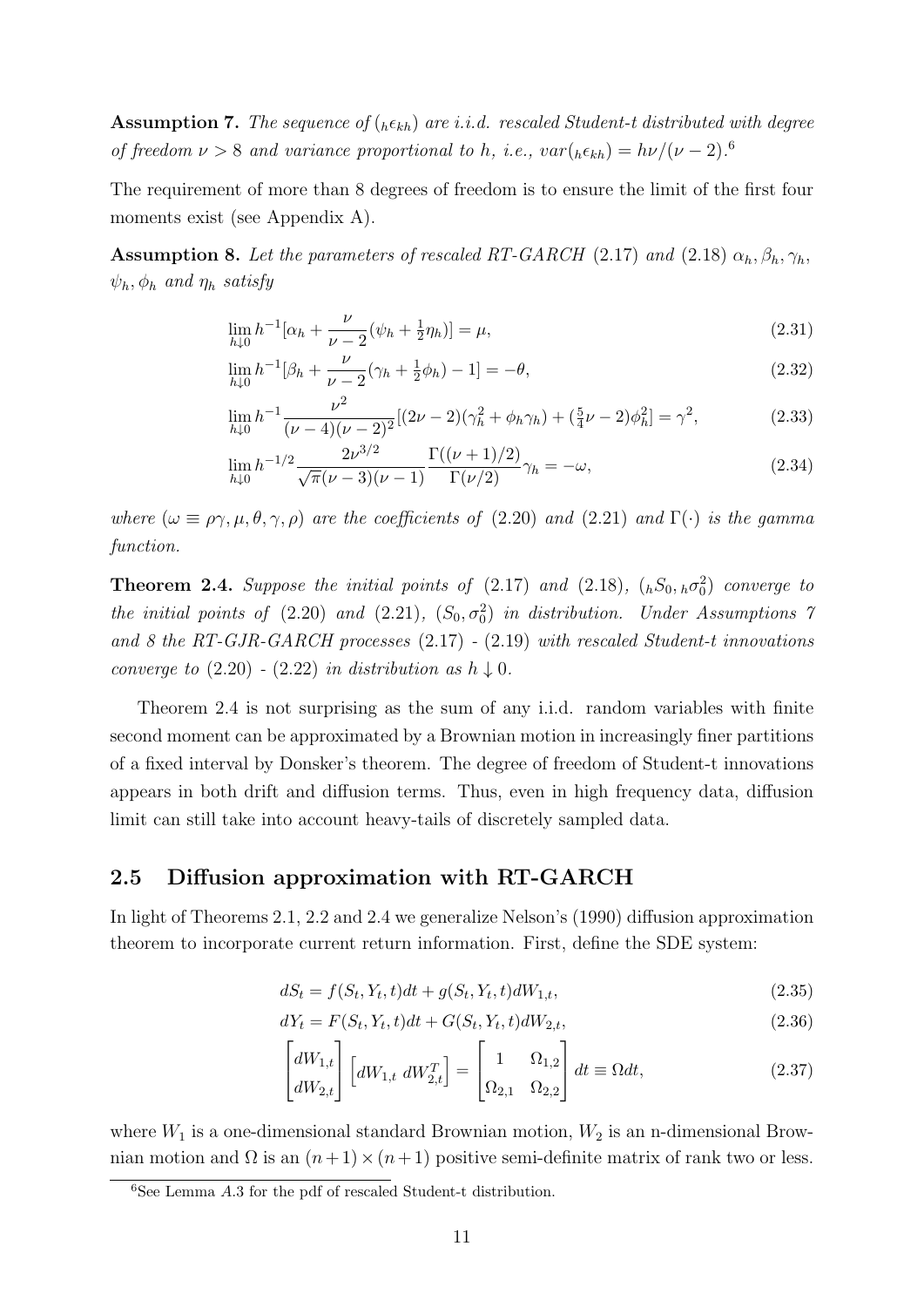**Assumption 7.** *The sequence of $({}_h\epsilon_{kh})$ are i.i.d. rescaled Student-t distributed with degree of freedom $\nu > 8$ and variance proportional to $h$, i.e., $var({}_h\epsilon_{kh}) = h\nu/(\nu-2)$.*[6]

The requirement of more than 8 degrees of freedom is to ensure the limit of the first four moments exist (see Appendix A).

**Assumption 8.** *Let the parameters of rescaled RT-GARCH (2.17) and (2.18) $\alpha_h, \beta_h, \gamma_h, \psi_h, \phi_h$ and $\eta_h$ satisfy*

$$\lim_{h\downarrow 0} h^{-1}[\alpha_h + \frac{\nu}{\nu-2}(\psi_h + \tfrac{1}{2}\eta_h)] = \mu, \tag{2.31}$$

$$\lim_{h\downarrow 0} h^{-1}[\beta_h + \frac{\nu}{\nu-2}(\gamma_h + \tfrac{1}{2}\phi_h) - 1] = -\theta, \tag{2.32}$$

$$\lim_{h\downarrow 0} h^{-1}\frac{\nu^2}{(\nu-4)(\nu-2)^2}[(2\nu-2)(\gamma_h^2 + \phi_h\gamma_h) + (\tfrac{5}{4}\nu - 2)\phi_h^2] = \gamma^2, \tag{2.33}$$

$$\lim_{h\downarrow 0} h^{-1/2}\frac{2\nu^{3/2}}{\sqrt{\pi}(\nu-3)(\nu-1)}\frac{\Gamma((\nu+1)/2)}{\Gamma(\nu/2)}\gamma_h = -\omega, \tag{2.34}$$

*where $(\omega \equiv \rho\gamma, \mu, \theta, \gamma, \rho)$ are the coefficients of (2.20) and (2.21) and $\Gamma(\cdot)$ is the gamma function.*

**Theorem 2.4.** *Suppose the initial points of (2.17) and (2.18), $({}_hS_0, {}_h\sigma_0^2)$ converge to the initial points of (2.20) and (2.21), $(S_0, \sigma_0^2)$ in distribution. Under Assumptions 7 and 8 the RT-GJR-GARCH processes (2.17) - (2.19) with rescaled Student-t innovations converge to (2.20) - (2.22) in distribution as $h \downarrow 0$.*

Theorem 2.4 is not surprising as the sum of any i.i.d. random variables with finite second moment can be approximated by a Brownian motion in increasingly finer partitions of a fixed interval by Donsker's theorem. The degree of freedom of Student-t innovations appears in both drift and diffusion terms. Thus, even in high frequency data, diffusion limit can still take into account heavy-tails of discretely sampled data.

## 2.5 Diffusion approximation with RT-GARCH

In light of Theorems 2.1, 2.2 and 2.4 we generalize Nelson's (1990) diffusion approximation theorem to incorporate current return information. First, define the SDE system:

$$dS_t = f(S_t, Y_t, t)dt + g(S_t, Y_t, t)dW_{1,t}, \tag{2.35}$$

$$dY_t = F(S_t, Y_t, t)dt + G(S_t, Y_t, t)dW_{2,t}, \tag{2.36}$$

$$\begin{bmatrix} dW_{1,t} \\ dW_{2,t} \end{bmatrix} \begin{bmatrix} dW_{1,t} \; dW_{2,t}^T \end{bmatrix} = \begin{bmatrix} 1 & \Omega_{1,2} \\ \Omega_{2,1} & \Omega_{2,2} \end{bmatrix} dt \equiv \Omega dt, \tag{2.37}$$

where $W_1$ is a one-dimensional standard Brownian motion, $W_2$ is an n-dimensional Brownian motion and $\Omega$ is an $(n+1)\times(n+1)$ positive semi-definite matrix of rank two or less.

[6] See Lemma *A*.3 for the pdf of rescaled Student-t distribution.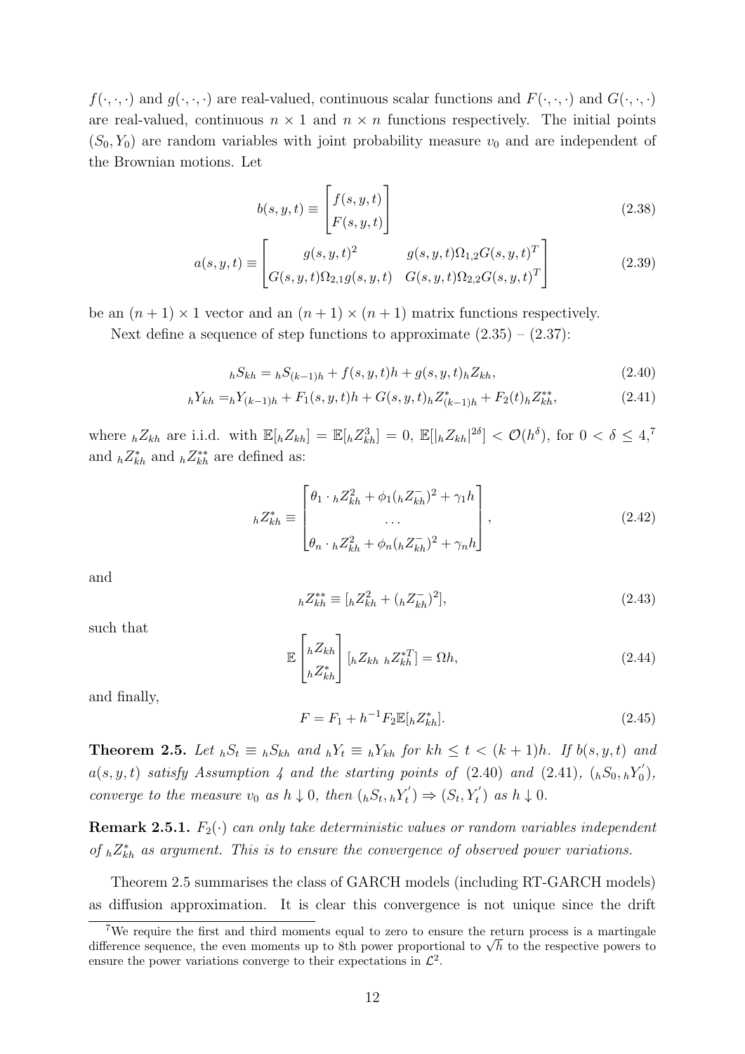$f(\cdot,\cdot,\cdot)$ and $g(\cdot,\cdot,\cdot)$ are real-valued, continuous scalar functions and $F(\cdot,\cdot,\cdot)$ and $G(\cdot,\cdot,\cdot)$ are real-valued, continuous $n \times 1$ and $n \times n$ functions respectively. The initial points $(S_0, Y_0)$ are random variables with joint probability measure $v_0$ and are independent of the Brownian motions. Let

$$b(s,y,t) \equiv \begin{bmatrix} f(s,y,t) \\ F(s,y,t) \end{bmatrix} \tag{2.38}$$

$$a(s,y,t) \equiv \begin{bmatrix} g(s,y,t)^2 & g(s,y,t)\Omega_{1,2}G(s,y,t)^T \\ G(s,y,t)\Omega_{2,1}g(s,y,t) & G(s,y,t)\Omega_{2,2}G(s,y,t)^T \end{bmatrix} \tag{2.39}$$

be an $(n+1)\times 1$ vector and an $(n+1)\times(n+1)$ matrix functions respectively.

Next define a sequence of step functions to approximate (2.35) – (2.37):

$${}_hS_{kh} = {}_hS_{(k-1)h} + f(s,y,t)h + g(s,y,t)\,{}_hZ_{kh}, \tag{2.40}$$

$${}_hY_{kh} = {}_hY_{(k-1)h} + F_1(s,y,t)h + G(s,y,t)\,{}_hZ^*_{(k-1)h} + F_2(t)\,{}_hZ^{**}_{kh}, \tag{2.41}$$

where ${}_hZ_{kh}$ are i.i.d. with $\mathbb{E}[{}_hZ_{kh}] = \mathbb{E}[{}_hZ^3_{kh}] = 0$, $\mathbb{E}[|{}_hZ_{kh}|^{2\delta}] < \mathcal{O}(h^\delta)$, for $0 < \delta \leq 4$,[7] and ${}_hZ^*_{kh}$ and ${}_hZ^{**}_{kh}$ are defined as:

$${}_hZ^*_{kh} \equiv \begin{bmatrix} \theta_1 \cdot {}_hZ^2_{kh} + \phi_1({}_hZ^-_{kh})^2 + \gamma_1 h \\ \dots \\ \theta_n \cdot {}_hZ^2_{kh} + \phi_n({}_hZ^-_{kh})^2 + \gamma_n h \end{bmatrix}, \tag{2.42}$$

and

$${}_hZ^{**}_{kh} \equiv [{}_hZ^2_{kh} + ({}_hZ^-_{kh})^2], \tag{2.43}$$

such that

$$\mathbb{E}\begin{bmatrix} {}_hZ_{kh} \\ {}_hZ^*_{kh} \end{bmatrix} [{}_hZ_{kh} \ {}_hZ^{*T}_{kh}] = \Omega h, \tag{2.44}$$

and finally,

$$F = F_1 + h^{-1}F_2\mathbb{E}[{}_hZ^*_{kh}]. \tag{2.45}$$

**Theorem 2.5.** *Let ${}_hS_t \equiv {}_hS_{kh}$ and ${}_hY_t \equiv {}_hY_{kh}$ for $kh \leq t < (k+1)h$. If $b(s,y,t)$ and $a(s,y,t)$ satisfy Assumption 4 and the starting points of (2.40) and (2.41), $({}_hS_0, {}_hY_0')$, converge to the measure $v_0$ as $h \downarrow 0$, then $({}_hS_t, {}_hY_t') \Rightarrow (S_t, Y_t')$ as $h \downarrow 0$.*

**Remark 2.5.1.** *$F_2(\cdot)$ can only take deterministic values or random variables independent of ${}_hZ^*_{kh}$ as argument. This is to ensure the convergence of observed power variations.*

Theorem 2.5 summarises the class of GARCH models (including RT-GARCH models) as diffusion approximation. It is clear this convergence is not unique since the drift

[7] We require the first and third moments equal to zero to ensure the return process is a martingale difference sequence, the even moments up to 8th power proportional to $\sqrt{h}$ to the respective powers to ensure the power variations converge to their expectations in $\mathcal{L}^2$.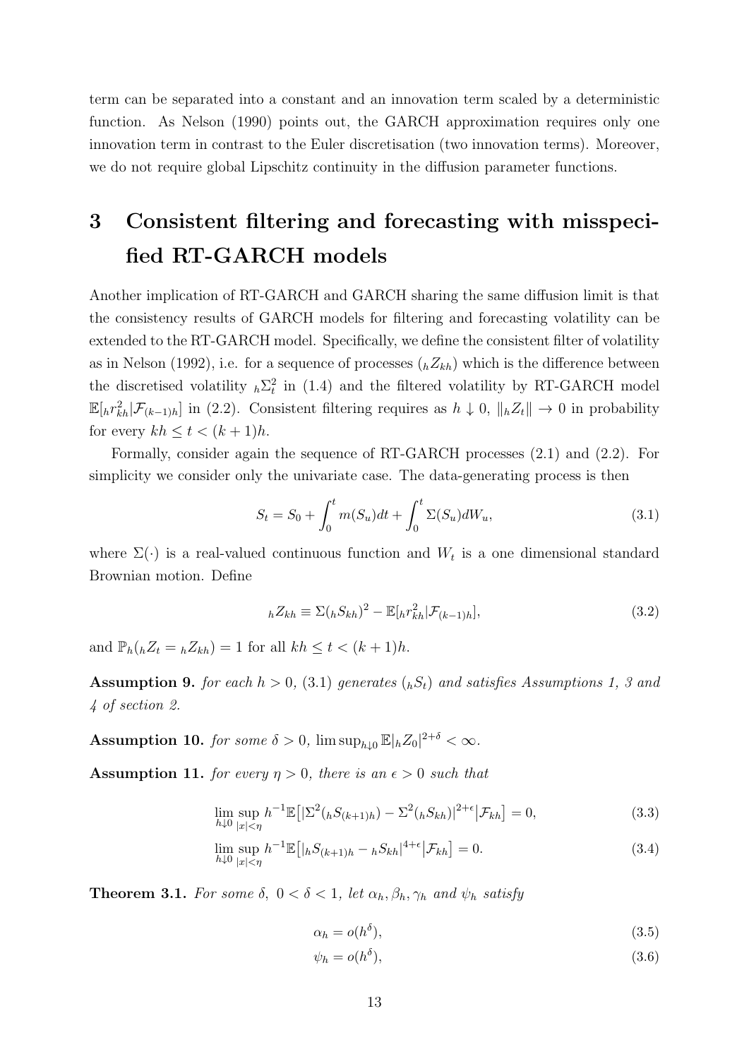term can be separated into a constant and an innovation term scaled by a deterministic function. As Nelson (1990) points out, the GARCH approximation requires only one innovation term in contrast to the Euler discretisation (two innovation terms). Moreover, we do not require global Lipschitz continuity in the diffusion parameter functions.

# 3 Consistent filtering and forecasting with misspecified RT-GARCH models

Another implication of RT-GARCH and GARCH sharing the same diffusion limit is that the consistency results of GARCH models for filtering and forecasting volatility can be extended to the RT-GARCH model. Specifically, we define the consistent filter of volatility as in Nelson (1992), i.e. for a sequence of processes $({}_hZ_{kh})$ which is the difference between the discretised volatility ${}_h\Sigma_t^2$ in (1.4) and the filtered volatility by RT-GARCH model $\mathbb{E}[{}_hr_{kh}^2|\mathcal{F}_{(k-1)h}]$ in (2.2). Consistent filtering requires as $h \downarrow 0$, $\|{}_hZ_t\| \to 0$ in probability for every $kh \le t < (k+1)h$.

Formally, consider again the sequence of RT-GARCH processes (2.1) and (2.2). For simplicity we consider only the univariate case. The data-generating process is then

$$S_t = S_0 + \int_0^t m(S_u)dt + \int_0^t \Sigma(S_u)dW_u, \tag{3.1}$$

where $\Sigma(\cdot)$ is a real-valued continuous function and $W_t$ is a one dimensional standard Brownian motion. Define

$${}_hZ_{kh} \equiv \Sigma({}_hS_{kh})^2 - \mathbb{E}[{}_hr_{kh}^2|\mathcal{F}_{(k-1)h}], \tag{3.2}$$

and $\mathbb{P}_h({}_hZ_t = {}_hZ_{kh}) = 1$ for all $kh \le t < (k+1)h$.

**Assumption 9.** *for each $h > 0$, (3.1) generates $({}_hS_t)$ and satisfies Assumptions 1, 3 and 4 of section 2.*

**Assumption 10.** *for some $\delta > 0$, $\limsup_{h\downarrow 0} \mathbb{E}|{}_hZ_0|^{2+\delta} < \infty$.*

**Assumption 11.** *for every $\eta > 0$, there is an $\epsilon > 0$ such that*

$$\lim_{h\downarrow 0} \sup_{|x|<\eta} h^{-1}\mathbb{E}\big[|\Sigma^2({}_hS_{(k+1)h}) - \Sigma^2({}_hS_{kh})|^{2+\epsilon}\big|\mathcal{F}_{kh}\big] = 0, \tag{3.3}$$

$$\lim_{h\downarrow 0} \sup_{|x|<\eta} h^{-1}\mathbb{E}\big[|{}_hS_{(k+1)h} - {}_hS_{kh}|^{4+\epsilon}\big|\mathcal{F}_{kh}\big] = 0. \tag{3.4}$$

**Theorem 3.1.** *For some $\delta$, $0 < \delta < 1$, let $\alpha_h, \beta_h, \gamma_h$ and $\psi_h$ satisfy*

$$\alpha_h = o(h^\delta), \tag{3.5}$$

$$\psi_h = o(h^\delta), \tag{3.6}$$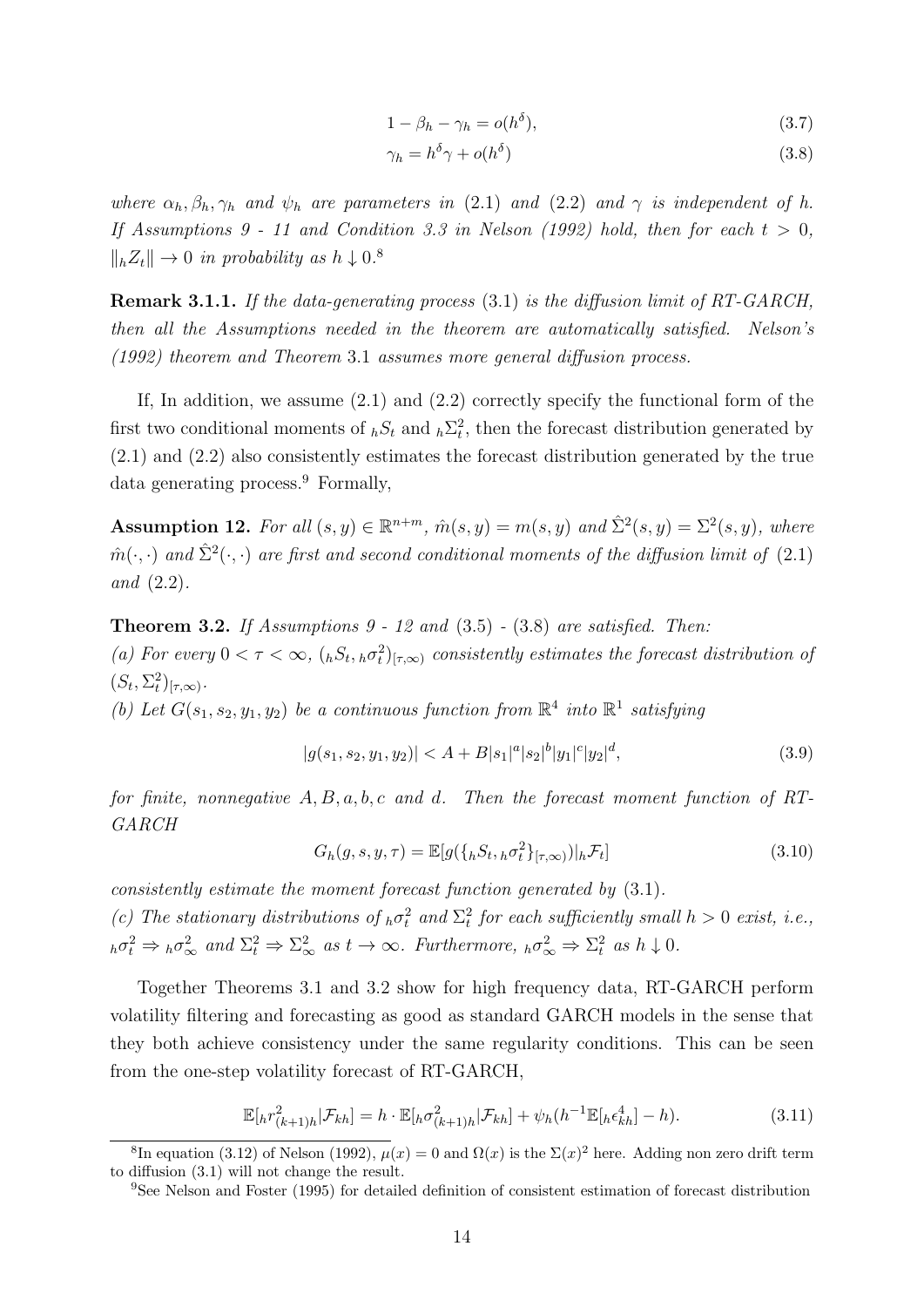$$1 - \beta_h - \gamma_h = o(h^{\delta}), \tag{3.7}$$

$$\gamma_h = h^{\delta}\gamma + o(h^{\delta}) \tag{3.8}$$

*where $\alpha_h, \beta_h, \gamma_h$ and $\psi_h$ are parameters in* (2.1) *and* (2.2) *and $\gamma$ is independent of $h$. If Assumptions 9 - 11 and Condition 3.3 in Nelson (1992) hold, then for each $t > 0$, $\|_h Z_t\| \to 0$ in probability as $h \downarrow 0$.*[8]

**Remark 3.1.1.** *If the data-generating process* (3.1) *is the diffusion limit of RT-GARCH, then all the Assumptions needed in the theorem are automatically satisfied. Nelson's (1992) theorem and Theorem* 3.1 *assumes more general diffusion process.*

If, In addition, we assume (2.1) and (2.2) correctly specify the functional form of the first two conditional moments of ${}_hS_t$ and ${}_h\Sigma_t^2$, then the forecast distribution generated by (2.1) and (2.2) also consistently estimates the forecast distribution generated by the true data generating process.[9] Formally,

**Assumption 12.** *For all $(s, y) \in \mathbb{R}^{n+m}$, $\hat{m}(s, y) = m(s, y)$ and $\hat{\Sigma}^2(s, y) = \Sigma^2(s, y)$, where $\hat{m}(\cdot, \cdot)$ and $\hat{\Sigma}^2(\cdot, \cdot)$ are first and second conditional moments of the diffusion limit of* (2.1) *and* (2.2).

**Theorem 3.2.** *If Assumptions 9 - 12 and* (3.5) *-* (3.8) *are satisfied. Then:*
*(a) For every $0 < \tau < \infty$, $({}_hS_t, {}_h\sigma_t^2)_{[\tau,\infty)}$ consistently estimates the forecast distribution of $(S_t, \Sigma_t^2)_{[\tau,\infty)}$.*
*(b) Let $G(s_1, s_2, y_1, y_2)$ be a continuous function from $\mathbb{R}^4$ into $\mathbb{R}^1$ satisfying*

$$|g(s_1, s_2, y_1, y_2)| < A + B|s_1|^a|s_2|^b|y_1|^c|y_2|^d, \tag{3.9}$$

*for finite, nonnegative $A, B, a, b, c$ and $d$. Then the forecast moment function of RT-GARCH*

$$G_h(g, s, y, \tau) = \mathbb{E}[g(\{{}_hS_t, {}_h\sigma_t^2\}_{[\tau,\infty)})|_h\mathcal{F}_t] \tag{3.10}$$

*consistently estimate the moment forecast function generated by* (3.1).
*(c) The stationary distributions of ${}_h\sigma_t^2$ and $\Sigma_t^2$ for each sufficiently small $h > 0$ exist, i.e., ${}_h\sigma_t^2 \Rightarrow {}_h\sigma_\infty^2$ and $\Sigma_t^2 \Rightarrow \Sigma_\infty^2$ as $t \to \infty$. Furthermore, ${}_h\sigma_\infty^2 \Rightarrow \Sigma_t^2$ as $h \downarrow 0$.*

Together Theorems 3.1 and 3.2 show for high frequency data, RT-GARCH perform volatility filtering and forecasting as good as standard GARCH models in the sense that they both achieve consistency under the same regularity conditions. This can be seen from the one-step volatility forecast of RT-GARCH,

$$\mathbb{E}[{}_hr_{(k+1)h}^2|\mathcal{F}_{kh}] = h \cdot \mathbb{E}[{}_h\sigma_{(k+1)h}^2|\mathcal{F}_{kh}] + \psi_h(h^{-1}\mathbb{E}[{}_h\epsilon_{kh}^4] - h). \tag{3.11}$$

---

[8] In equation (3.12) of Nelson (1992), $\mu(x) = 0$ and $\Omega(x)$ is the $\Sigma(x)^2$ here. Adding non zero drift term to diffusion (3.1) will not change the result.

[9] See Nelson and Foster (1995) for detailed definition of consistent estimation of forecast distribution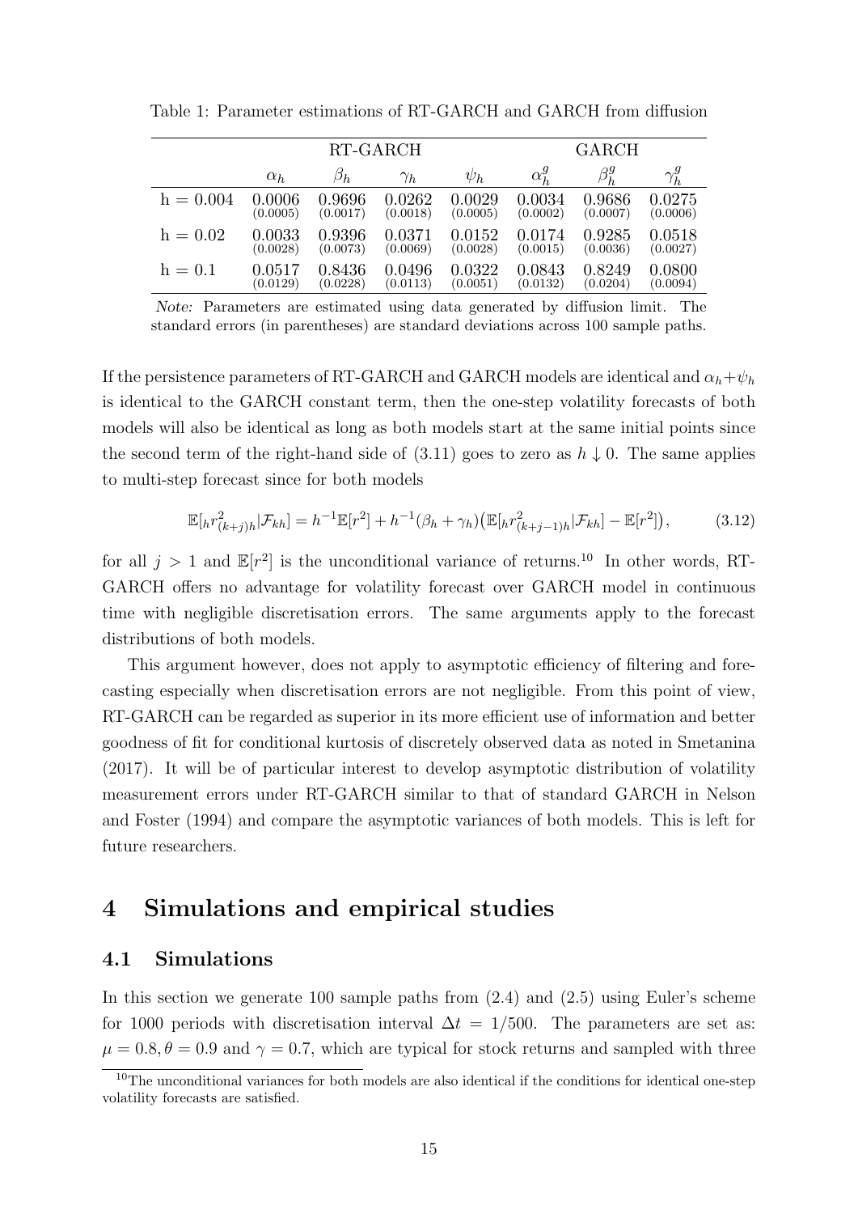Table 1: Parameter estimations of RT-GARCH and GARCH from diffusion

| | RT-GARCH | | | | GARCH | | |
|---|---|---|---|---|---|---|---|
| | $\alpha_h$ | $\beta_h$ | $\gamma_h$ | $\psi_h$ | $\alpha_h^g$ | $\beta_h^g$ | $\gamma_h^g$ |
| h = 0.004 | 0.0006 (0.0005) | 0.9696 (0.0017) | 0.0262 (0.0018) | 0.0029 (0.0005) | 0.0034 (0.0002) | 0.9686 (0.0007) | 0.0275 (0.0006) |
| h = 0.02 | 0.0033 (0.0028) | 0.9396 (0.0073) | 0.0371 (0.0069) | 0.0152 (0.0028) | 0.0174 (0.0015) | 0.9285 (0.0036) | 0.0518 (0.0027) |
| h = 0.1 | 0.0517 (0.0129) | 0.8436 (0.0228) | 0.0496 (0.0113) | 0.0322 (0.0051) | 0.0843 (0.0132) | 0.8249 (0.0204) | 0.0800 (0.0094) |

*Note:* Parameters are estimated using data generated by diffusion limit. The standard errors (in parentheses) are standard deviations across 100 sample paths.

If the persistence parameters of RT-GARCH and GARCH models are identical and $\alpha_h + \psi_h$ is identical to the GARCH constant term, then the one-step volatility forecasts of both models will also be identical as long as both models start at the same initial points since the second term of the right-hand side of (3.11) goes to zero as $h \downarrow 0$. The same applies to multi-step forecast since for both models

$$\mathbb{E}[{}_h r^2_{(k+j)h} | \mathcal{F}_{kh}] = h^{-1}\mathbb{E}[r^2] + h^{-1}(\beta_h + \gamma_h)\big(\mathbb{E}[{}_h r^2_{(k+j-1)h} | \mathcal{F}_{kh}] - \mathbb{E}[r^2]\big), \tag{3.12}$$

for all $j > 1$ and $\mathbb{E}[r^2]$ is the unconditional variance of returns.[10] In other words, RT-GARCH offers no advantage for volatility forecast over GARCH model in continuous time with negligible discretisation errors. The same arguments apply to the forecast distributions of both models.

This argument however, does not apply to asymptotic efficiency of filtering and forecasting especially when discretisation errors are not negligible. From this point of view, RT-GARCH can be regarded as superior in its more efficient use of information and better goodness of fit for conditional kurtosis of discretely observed data as noted in Smetanina (2017). It will be of particular interest to develop asymptotic distribution of volatility measurement errors under RT-GARCH similar to that of standard GARCH in Nelson and Foster (1994) and compare the asymptotic variances of both models. This is left for future researchers.

# 4 Simulations and empirical studies

## 4.1 Simulations

In this section we generate 100 sample paths from (2.4) and (2.5) using Euler's scheme for 1000 periods with discretisation interval $\Delta t = 1/500$. The parameters are set as: $\mu = 0.8, \theta = 0.9$ and $\gamma = 0.7$, which are typical for stock returns and sampled with three

[10] The unconditional variances for both models are also identical if the conditions for identical one-step volatility forecasts are satisfied.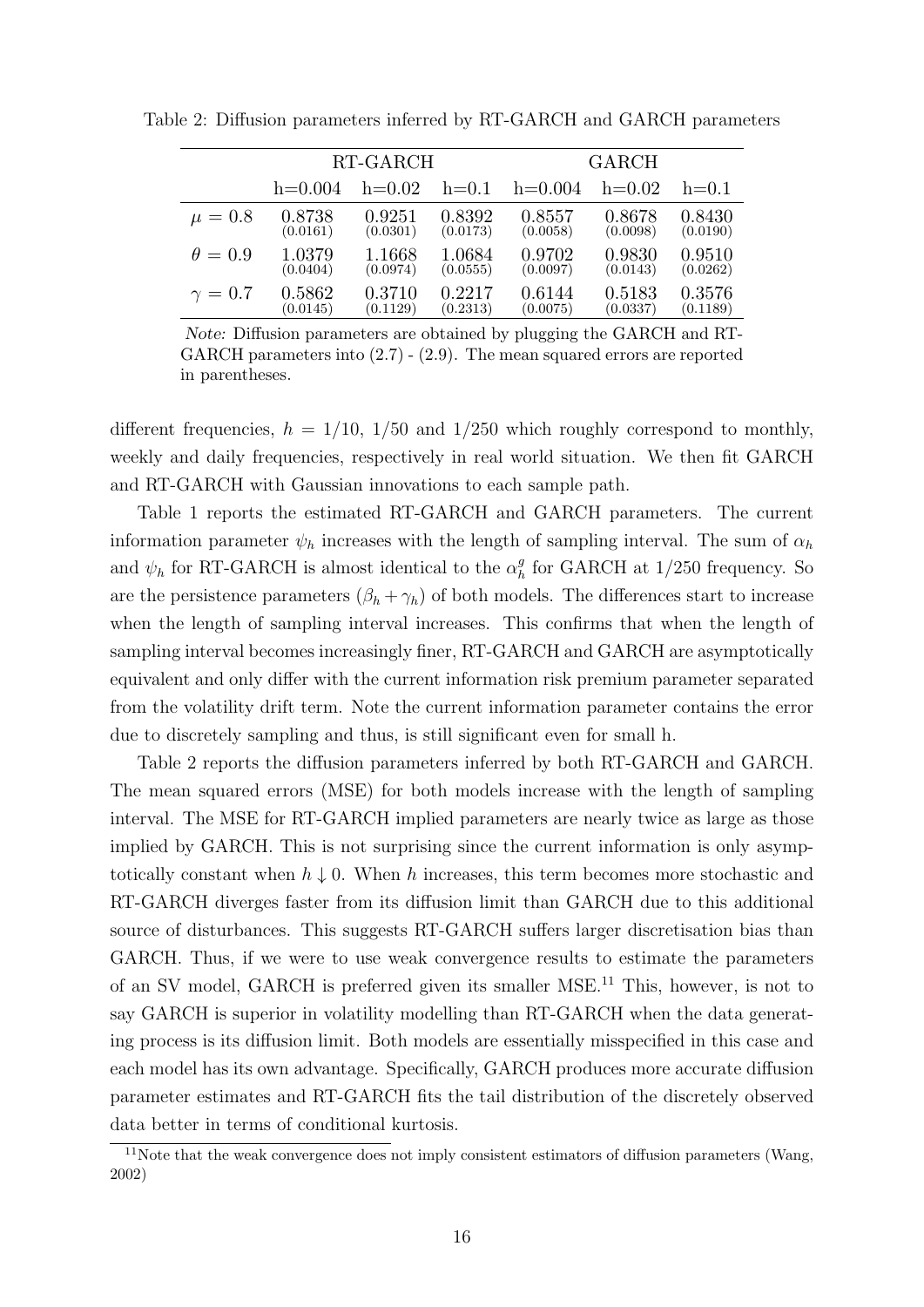Table 2: Diffusion parameters inferred by RT-GARCH and GARCH parameters

| | RT-GARCH | | | GARCH | | |
|---|---|---|---|---|---|---|
| | h=0.004 | h=0.02 | h=0.1 | h=0.004 | h=0.02 | h=0.1 |
| $\mu = 0.8$ | 0.8738 (0.0161) | 0.9251 (0.0301) | 0.8392 (0.0173) | 0.8557 (0.0058) | 0.8678 (0.0098) | 0.8430 (0.0190) |
| $\theta = 0.9$ | 1.0379 (0.0404) | 1.1668 (0.0974) | 1.0684 (0.0555) | 0.9702 (0.0097) | 0.9830 (0.0143) | 0.9510 (0.0262) |
| $\gamma = 0.7$ | 0.5862 (0.0145) | 0.3710 (0.1129) | 0.2217 (0.2313) | 0.6144 (0.0075) | 0.5183 (0.0337) | 0.3576 (0.1189) |

*Note:* Diffusion parameters are obtained by plugging the GARCH and RT-GARCH parameters into (2.7) - (2.9). The mean squared errors are reported in parentheses.

different frequencies, $h = 1/10$, $1/50$ and $1/250$ which roughly correspond to monthly, weekly and daily frequencies, respectively in real world situation. We then fit GARCH and RT-GARCH with Gaussian innovations to each sample path.

Table 1 reports the estimated RT-GARCH and GARCH parameters. The current information parameter $\psi_h$ increases with the length of sampling interval. The sum of $\alpha_h$ and $\psi_h$ for RT-GARCH is almost identical to the $\alpha_h^g$ for GARCH at $1/250$ frequency. So are the persistence parameters $(\beta_h + \gamma_h)$ of both models. The differences start to increase when the length of sampling interval increases. This confirms that when the length of sampling interval becomes increasingly finer, RT-GARCH and GARCH are asymptotically equivalent and only differ with the current information risk premium parameter separated from the volatility drift term. Note the current information parameter contains the error due to discretely sampling and thus, is still significant even for small h.

Table 2 reports the diffusion parameters inferred by both RT-GARCH and GARCH. The mean squared errors (MSE) for both models increase with the length of sampling interval. The MSE for RT-GARCH implied parameters are nearly twice as large as those implied by GARCH. This is not surprising since the current information is only asymptotically constant when $h \downarrow 0$. When $h$ increases, this term becomes more stochastic and RT-GARCH diverges faster from its diffusion limit than GARCH due to this additional source of disturbances. This suggests RT-GARCH suffers larger discretisation bias than GARCH. Thus, if we were to use weak convergence results to estimate the parameters of an SV model, GARCH is preferred given its smaller MSE.[11] This, however, is not to say GARCH is superior in volatility modelling than RT-GARCH when the data generating process is its diffusion limit. Both models are essentially misspecified in this case and each model has its own advantage. Specifically, GARCH produces more accurate diffusion parameter estimates and RT-GARCH fits the tail distribution of the discretely observed data better in terms of conditional kurtosis.

[11] Note that the weak convergence does not imply consistent estimators of diffusion parameters (Wang, 2002)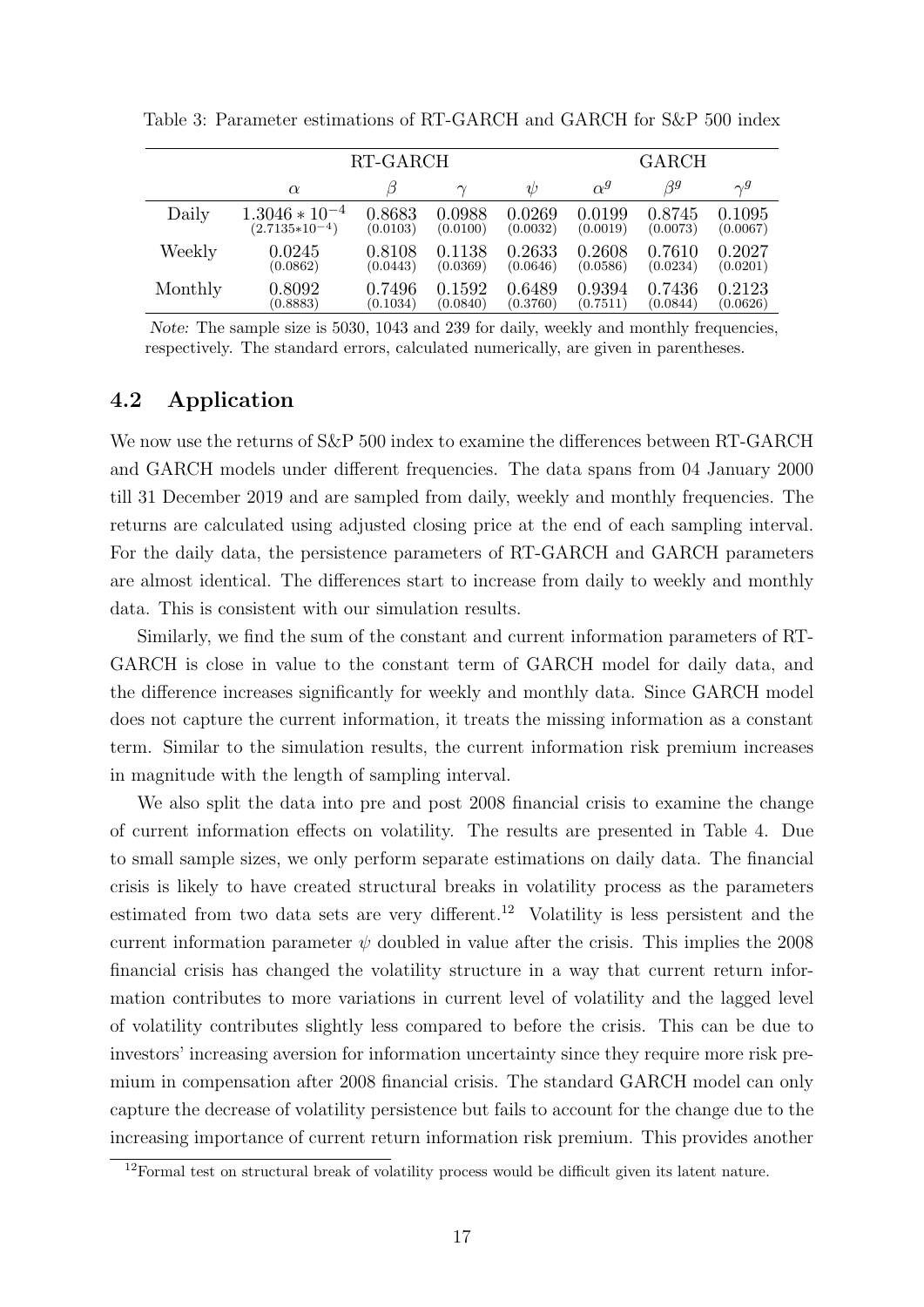Table 3: Parameter estimations of RT-GARCH and GARCH for S&P 500 index

| | RT-GARCH | | | | GARCH | | |
|---|---|---|---|---|---|---|---|
| | $\alpha$ | $\beta$ | $\gamma$ | $\psi$ | $\alpha^g$ | $\beta^g$ | $\gamma^g$ |
| Daily | $1.3046 * 10^{-4}$ <br> $(2.7135*10^{-4})$ | 0.8683 <br> (0.0103) | 0.0988 <br> (0.0100) | 0.0269 <br> (0.0032) | 0.0199 <br> (0.0019) | 0.8745 <br> (0.0073) | 0.1095 <br> (0.0067) |
| Weekly | 0.0245 <br> (0.0862) | 0.8108 <br> (0.0443) | 0.1138 <br> (0.0369) | 0.2633 <br> (0.0646) | 0.2608 <br> (0.0586) | 0.7610 <br> (0.0234) | 0.2027 <br> (0.0201) |
| Monthly | 0.8092 <br> (0.8883) | 0.7496 <br> (0.1034) | 0.1592 <br> (0.0840) | 0.6489 <br> (0.3760) | 0.9394 <br> (0.7511) | 0.7436 <br> (0.0844) | 0.2123 <br> (0.0626) |

*Note:* The sample size is 5030, 1043 and 239 for daily, weekly and monthly frequencies, respectively. The standard errors, calculated numerically, are given in parentheses.

## 4.2 Application

We now use the returns of S&P 500 index to examine the differences between RT-GARCH and GARCH models under different frequencies. The data spans from 04 January 2000 till 31 December 2019 and are sampled from daily, weekly and monthly frequencies. The returns are calculated using adjusted closing price at the end of each sampling interval. For the daily data, the persistence parameters of RT-GARCH and GARCH parameters are almost identical. The differences start to increase from daily to weekly and monthly data. This is consistent with our simulation results.

Similarly, we find the sum of the constant and current information parameters of RT-GARCH is close in value to the constant term of GARCH model for daily data, and the difference increases significantly for weekly and monthly data. Since GARCH model does not capture the current information, it treats the missing information as a constant term. Similar to the simulation results, the current information risk premium increases in magnitude with the length of sampling interval.

We also split the data into pre and post 2008 financial crisis to examine the change of current information effects on volatility. The results are presented in Table 4. Due to small sample sizes, we only perform separate estimations on daily data. The financial crisis is likely to have created structural breaks in volatility process as the parameters estimated from two data sets are very different.[12] Volatility is less persistent and the current information parameter $\psi$ doubled in value after the crisis. This implies the 2008 financial crisis has changed the volatility structure in a way that current return information contributes to more variations in current level of volatility and the lagged level of volatility contributes slightly less compared to before the crisis. This can be due to investors' increasing aversion for information uncertainty since they require more risk premium in compensation after 2008 financial crisis. The standard GARCH model can only capture the decrease of volatility persistence but fails to account for the change due to the increasing importance of current return information risk premium. This provides another

[12] Formal test on structural break of volatility process would be difficult given its latent nature.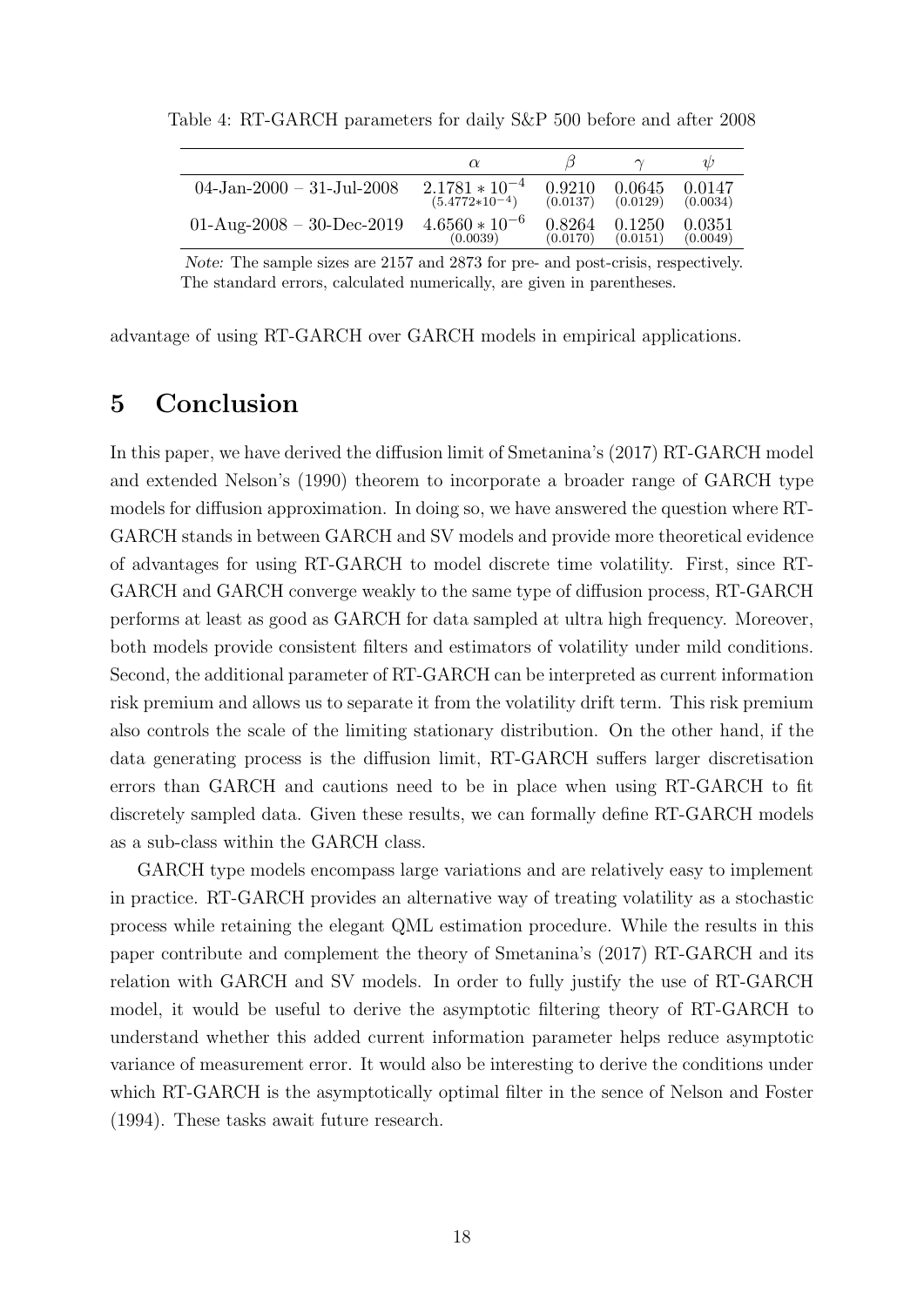Table 4: RT-GARCH parameters for daily S&P 500 before and after 2008

| | $\alpha$ | $\beta$ | $\gamma$ | $\psi$ |
|---|---|---|---|---|
| 04-Jan-2000 – 31-Jul-2008 | $2.1781 * 10^{-4}$ <br> $(5.4772*10^{-4})$ | 0.9210 <br> (0.0137) | 0.0645 <br> (0.0129) | 0.0147 <br> (0.0034) |
| 01-Aug-2008 – 30-Dec-2019 | $4.6560 * 10^{-6}$ <br> (0.0039) | 0.8264 <br> (0.0170) | 0.1250 <br> (0.0151) | 0.0351 <br> (0.0049) |

*Note:* The sample sizes are 2157 and 2873 for pre- and post-crisis, respectively. The standard errors, calculated numerically, are given in parentheses.

advantage of using RT-GARCH over GARCH models in empirical applications.

# 5 Conclusion

In this paper, we have derived the diffusion limit of Smetanina's (2017) RT-GARCH model and extended Nelson's (1990) theorem to incorporate a broader range of GARCH type models for diffusion approximation. In doing so, we have answered the question where RT-GARCH stands in between GARCH and SV models and provide more theoretical evidence of advantages for using RT-GARCH to model discrete time volatility. First, since RT-GARCH and GARCH converge weakly to the same type of diffusion process, RT-GARCH performs at least as good as GARCH for data sampled at ultra high frequency. Moreover, both models provide consistent filters and estimators of volatility under mild conditions. Second, the additional parameter of RT-GARCH can be interpreted as current information risk premium and allows us to separate it from the volatility drift term. This risk premium also controls the scale of the limiting stationary distribution. On the other hand, if the data generating process is the diffusion limit, RT-GARCH suffers larger discretisation errors than GARCH and cautions need to be in place when using RT-GARCH to fit discretely sampled data. Given these results, we can formally define RT-GARCH models as a sub-class within the GARCH class.

GARCH type models encompass large variations and are relatively easy to implement in practice. RT-GARCH provides an alternative way of treating volatility as a stochastic process while retaining the elegant QML estimation procedure. While the results in this paper contribute and complement the theory of Smetanina's (2017) RT-GARCH and its relation with GARCH and SV models. In order to fully justify the use of RT-GARCH model, it would be useful to derive the asymptotic filtering theory of RT-GARCH to understand whether this added current information parameter helps reduce asymptotic variance of measurement error. It would also be interesting to derive the conditions under which RT-GARCH is the asymptotically optimal filter in the sence of Nelson and Foster (1994). These tasks await future research.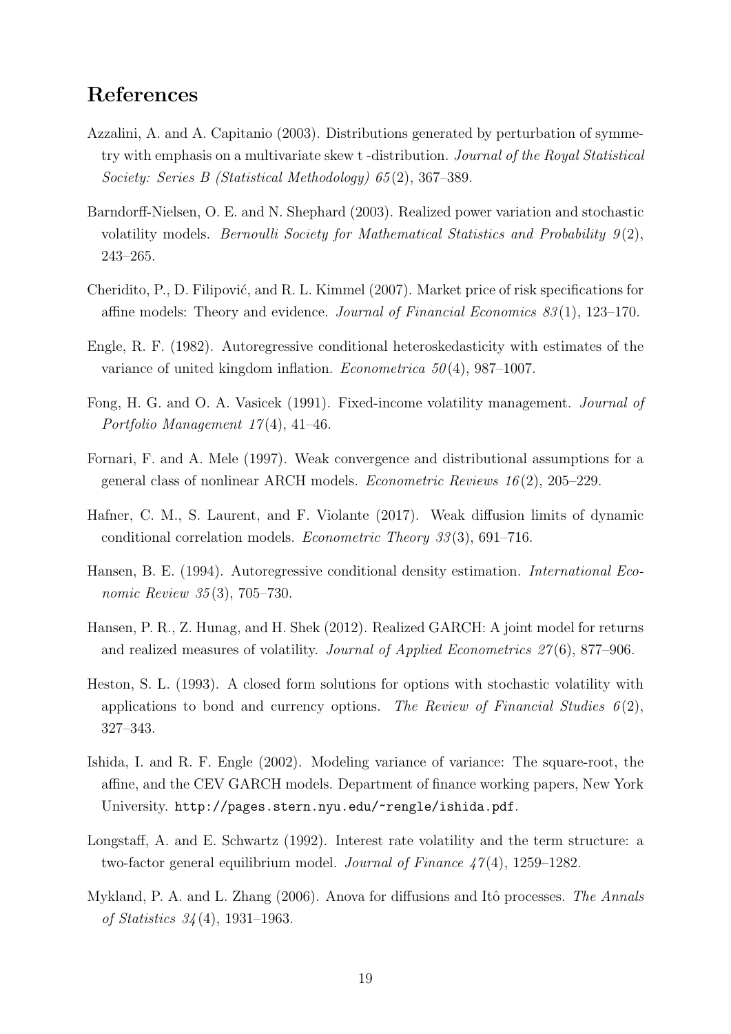# References

Azzalini, A. and A. Capitanio (2003). Distributions generated by perturbation of symmetry with emphasis on a multivariate skew t -distribution. *Journal of the Royal Statistical Society: Series B (Statistical Methodology) 65*(2), 367–389.

Barndorff-Nielsen, O. E. and N. Shephard (2003). Realized power variation and stochastic volatility models. *Bernoulli Society for Mathematical Statistics and Probability 9*(2), 243–265.

Cheridito, P., D. Filipović, and R. L. Kimmel (2007). Market price of risk specifications for affine models: Theory and evidence. *Journal of Financial Economics 83*(1), 123–170.

Engle, R. F. (1982). Autoregressive conditional heteroskedasticity with estimates of the variance of united kingdom inflation. *Econometrica 50*(4), 987–1007.

Fong, H. G. and O. A. Vasicek (1991). Fixed-income volatility management. *Journal of Portfolio Management 17*(4), 41–46.

Fornari, F. and A. Mele (1997). Weak convergence and distributional assumptions for a general class of nonlinear ARCH models. *Econometric Reviews 16*(2), 205–229.

Hafner, C. M., S. Laurent, and F. Violante (2017). Weak diffusion limits of dynamic conditional correlation models. *Econometric Theory 33*(3), 691–716.

Hansen, B. E. (1994). Autoregressive conditional density estimation. *International Economic Review 35*(3), 705–730.

Hansen, P. R., Z. Hunag, and H. Shek (2012). Realized GARCH: A joint model for returns and realized measures of volatility. *Journal of Applied Econometrics 27*(6), 877–906.

Heston, S. L. (1993). A closed form solutions for options with stochastic volatility with applications to bond and currency options. *The Review of Financial Studies 6*(2), 327–343.

Ishida, I. and R. F. Engle (2002). Modeling variance of variance: The square-root, the affine, and the CEV GARCH models. Department of finance working papers, New York University. `http://pages.stern.nyu.edu/~rengle/ishida.pdf`.

Longstaff, A. and E. Schwartz (1992). Interest rate volatility and the term structure: a two-factor general equilibrium model. *Journal of Finance 47*(4), 1259–1282.

Mykland, P. A. and L. Zhang (2006). Anova for diffusions and Itô processes. *The Annals of Statistics 34*(4), 1931–1963.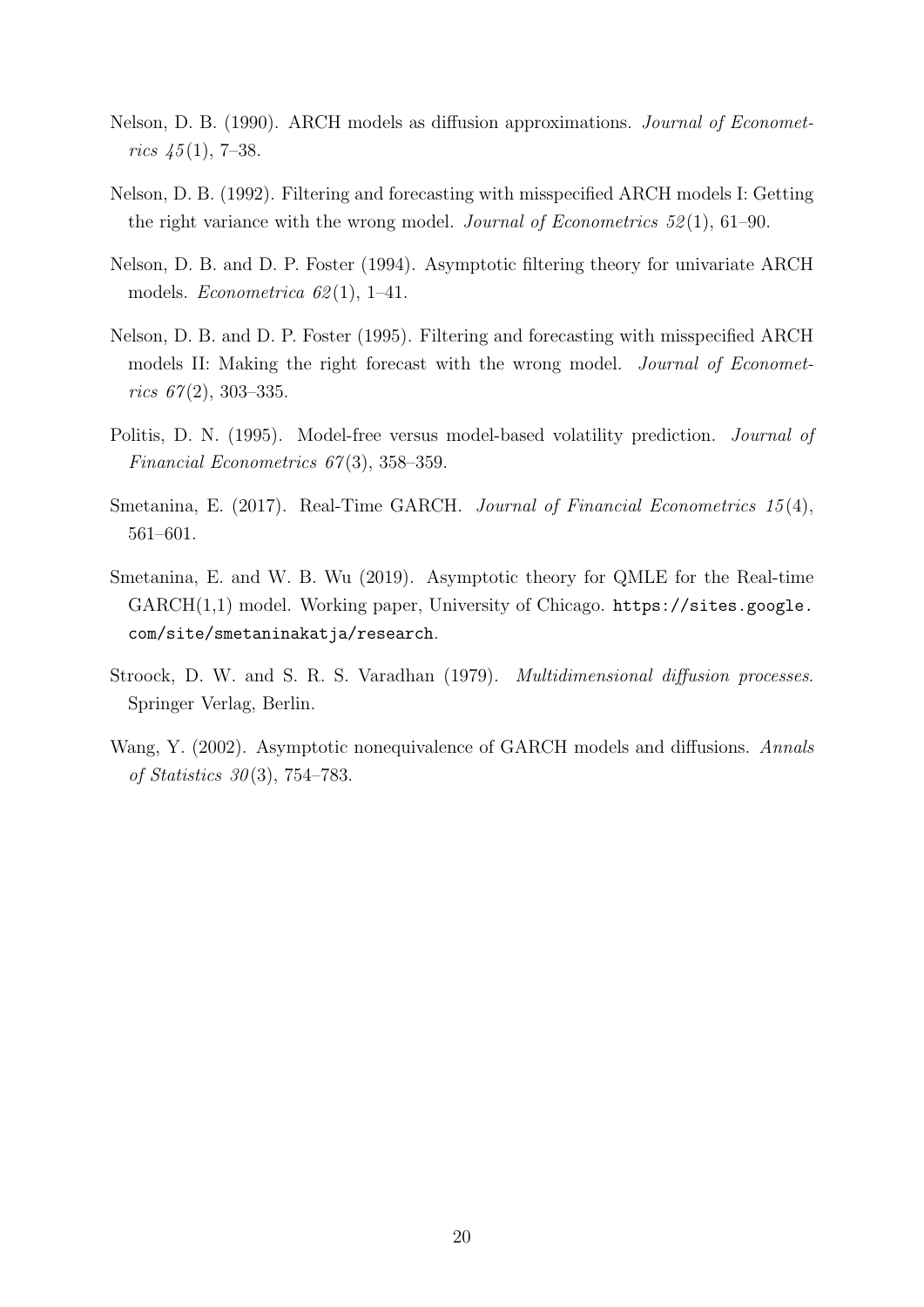Nelson, D. B. (1990). ARCH models as diffusion approximations. *Journal of Econometrics 45*(1), 7–38.

Nelson, D. B. (1992). Filtering and forecasting with misspecified ARCH models I: Getting the right variance with the wrong model. *Journal of Econometrics 52*(1), 61–90.

Nelson, D. B. and D. P. Foster (1994). Asymptotic filtering theory for univariate ARCH models. *Econometrica 62*(1), 1–41.

Nelson, D. B. and D. P. Foster (1995). Filtering and forecasting with misspecified ARCH models II: Making the right forecast with the wrong model. *Journal of Econometrics 67*(2), 303–335.

Politis, D. N. (1995). Model-free versus model-based volatility prediction. *Journal of Financial Econometrics 67*(3), 358–359.

Smetanina, E. (2017). Real-Time GARCH. *Journal of Financial Econometrics 15*(4), 561–601.

Smetanina, E. and W. B. Wu (2019). Asymptotic theory for QMLE for the Real-time GARCH(1,1) model. Working paper, University of Chicago. `https://sites.google.com/site/smetaninakatja/research`.

Stroock, D. W. and S. R. S. Varadhan (1979). *Multidimensional diffusion processes*. Springer Verlag, Berlin.

Wang, Y. (2002). Asymptotic nonequivalence of GARCH models and diffusions. *Annals of Statistics 30*(3), 754–783.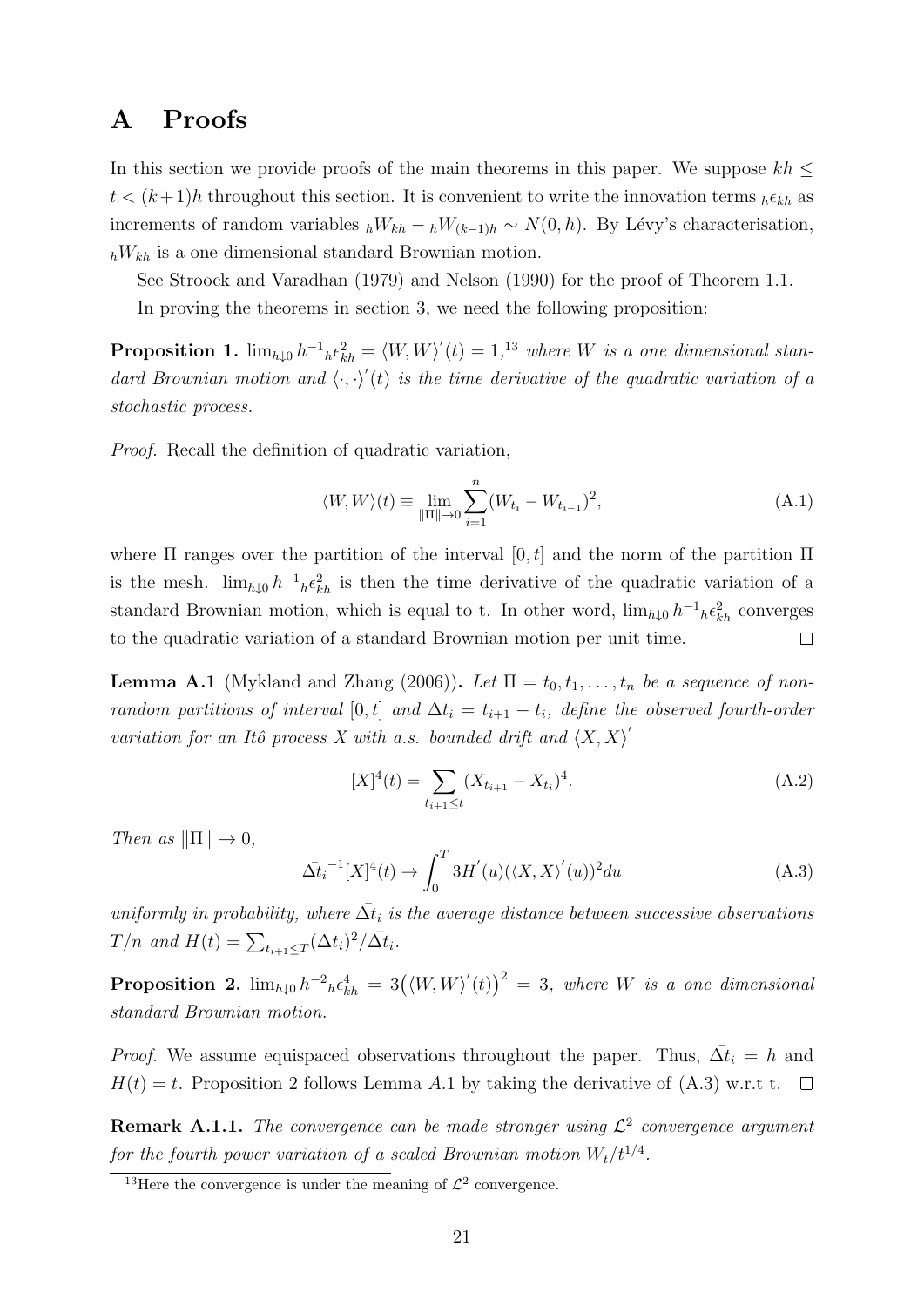# A Proofs

In this section we provide proofs of the main theorems in this paper. We suppose $kh \leq t < (k+1)h$ throughout this section. It is convenient to write the innovation terms ${}_h\epsilon_{kh}$ as increments of random variables ${}_hW_{kh} - {}_hW_{(k-1)h} \sim N(0, h)$. By Lévy's characterisation, ${}_hW_{kh}$ is a one dimensional standard Brownian motion.

See Stroock and Varadhan (1979) and Nelson (1990) for the proof of Theorem 1.1.

In proving the theorems in section 3, we need the following proposition:

**Proposition 1.** $\lim_{h\downarrow 0} h^{-1}{}_h\epsilon_{kh}^2 = \langle W, W\rangle^{'}(t) = 1$,[13] *where $W$ is a one dimensional standard Brownian motion and $\langle \cdot, \cdot\rangle^{'}(t)$ is the time derivative of the quadratic variation of a stochastic process.*

*Proof.* Recall the definition of quadratic variation,

$$\langle W, W\rangle(t) \equiv \lim_{\|\Pi\|\to 0} \sum_{i=1}^{n} (W_{t_i} - W_{t_{i-1}})^2, \tag{A.1}$$

where $\Pi$ ranges over the partition of the interval $[0, t]$ and the norm of the partition $\Pi$ is the mesh. $\lim_{h\downarrow 0} h^{-1}{}_h\epsilon_{kh}^2$ is then the time derivative of the quadratic variation of a standard Brownian motion, which is equal to t. In other word, $\lim_{h\downarrow 0} h^{-1}{}_h\epsilon_{kh}^2$ converges to the quadratic variation of a standard Brownian motion per unit time. $\square$

**Lemma A.1** (Mykland and Zhang (2006))**.** *Let $\Pi = t_0, t_1, \ldots, t_n$ be a sequence of non-random partitions of interval $[0, t]$ and $\Delta t_i = t_{i+1} - t_i$, define the observed fourth-order variation for an Itô process $X$ with a.s. bounded drift and $\langle X, X\rangle^{'}$*

$$[X]^4(t) = \sum_{t_{i+1}\leq t} (X_{t_{i+1}} - X_{t_i})^4. \tag{A.2}$$

*Then as $\|\Pi\| \to 0$,*

$$\bar{\Delta t_i}^{-1}[X]^4(t) \to \int_0^T 3H^{'}(u)(\langle X, X\rangle^{'}(u))^2 du \tag{A.3}$$

*uniformly in probability, where $\bar{\Delta t_i}$ is the average distance between successive observations $T/n$ and $H(t) = \sum_{t_{i+1}\leq T} (\Delta t_i)^2/\bar{\Delta t_i}$.*

**Proposition 2.** $\lim_{h\downarrow 0} h^{-2}{}_h\epsilon_{kh}^4 = 3\big(\langle W, W\rangle^{'}(t)\big)^2 = 3$*, where $W$ is a one dimensional standard Brownian motion.*

*Proof.* We assume equispaced observations throughout the paper. Thus, $\bar{\Delta t_i} = h$ and $H(t) = t$. Proposition 2 follows Lemma $A.1$ by taking the derivative of (A.3) w.r.t t. $\square$

**Remark A.1.1.** *The convergence can be made stronger using $\mathcal{L}^2$ convergence argument for the fourth power variation of a scaled Brownian motion $W_t/t^{1/4}$.*

[13] Here the convergence is under the meaning of $\mathcal{L}^2$ convergence.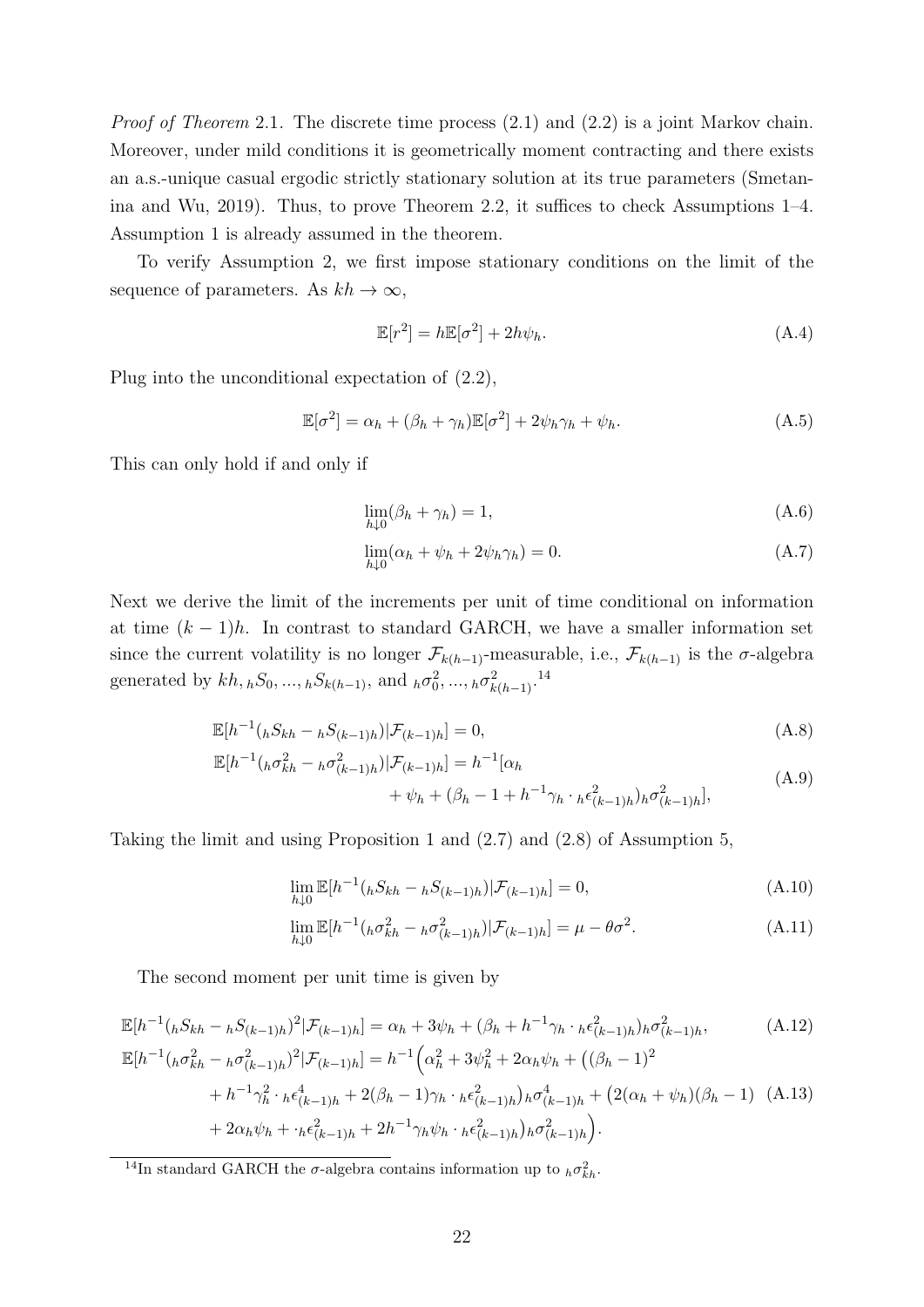*Proof of Theorem* 2.1. The discrete time process (2.1) and (2.2) is a joint Markov chain. Moreover, under mild conditions it is geometrically moment contracting and there exists an a.s.-unique casual ergodic strictly stationary solution at its true parameters (Smetanina and Wu, 2019). Thus, to prove Theorem 2.2, it suffices to check Assumptions 1–4. Assumption 1 is already assumed in the theorem.

To verify Assumption 2, we first impose stationary conditions on the limit of the sequence of parameters. As $kh \to \infty$,

$$\mathbb{E}[r^2] = h\mathbb{E}[\sigma^2] + 2h\psi_h. \tag{A.4}$$

Plug into the unconditional expectation of (2.2),

$$\mathbb{E}[\sigma^2] = \alpha_h + (\beta_h + \gamma_h)\mathbb{E}[\sigma^2] + 2\psi_h\gamma_h + \psi_h. \tag{A.5}$$

This can only hold if and only if

$$\lim_{h\downarrow 0}(\beta_h + \gamma_h) = 1, \tag{A.6}$$

$$\lim_{h\downarrow 0}(\alpha_h + \psi_h + 2\psi_h\gamma_h) = 0. \tag{A.7}$$

Next we derive the limit of the increments per unit of time conditional on information at time $(k-1)h$. In contrast to standard GARCH, we have a smaller information set since the current volatility is no longer $\mathcal{F}_{k(h-1)}$-measurable, i.e., $\mathcal{F}_{k(h-1)}$ is the $\sigma$-algebra generated by $kh, {}_hS_0, ..., {}_hS_{k(h-1)}$, and ${}_h\sigma_0^2, ..., {}_h\sigma_{k(h-1)}^2$.[14]

$$\mathbb{E}[h^{-1}({}_hS_{kh} - {}_hS_{(k-1)h})|\mathcal{F}_{(k-1)h}] = 0, \tag{A.8}$$

$$\mathbb{E}[h^{-1}({}_h\sigma_{kh}^2 - {}_h\sigma_{(k-1)h}^2)|\mathcal{F}_{(k-1)h}] = h^{-1}[\alpha_h + \psi_h + (\beta_h - 1 + h^{-1}\gamma_h \cdot {}_h\epsilon_{(k-1)h}^2)_h\sigma_{(k-1)h}^2], \tag{A.9}$$

Taking the limit and using Proposition 1 and (2.7) and (2.8) of Assumption 5,

$$\lim_{h\downarrow 0}\mathbb{E}[h^{-1}({}_hS_{kh} - {}_hS_{(k-1)h})|\mathcal{F}_{(k-1)h}] = 0, \tag{A.10}$$

$$\lim_{h\downarrow 0}\mathbb{E}[h^{-1}({}_h\sigma_{kh}^2 - {}_h\sigma_{(k-1)h}^2)|\mathcal{F}_{(k-1)h}] = \mu - \theta\sigma^2. \tag{A.11}$$

The second moment per unit time is given by

$$\mathbb{E}[h^{-1}({}_hS_{kh} - {}_hS_{(k-1)h})^2|\mathcal{F}_{(k-1)h}] = \alpha_h + 3\psi_h + (\beta_h + h^{-1}\gamma_h \cdot {}_h\epsilon_{(k-1)h}^2)_h\sigma_{(k-1)h}^2, \tag{A.12}$$

$$\begin{aligned}\mathbb{E}[h^{-1}({}_h\sigma_{kh}^2 - {}_h\sigma_{(k-1)h}^2)^2|\mathcal{F}_{(k-1)h}] &= h^{-1}\Big(\alpha_h^2 + 3\psi_h^2 + 2\alpha_h\psi_h + \big((\beta_h - 1)^2 \\ &+ h^{-1}\gamma_h^2 \cdot {}_h\epsilon_{(k-1)h}^4 + 2(\beta_h - 1)\gamma_h \cdot {}_h\epsilon_{(k-1)h}^2\big)_h\sigma_{(k-1)h}^4 + \big(2(\alpha_h + \psi_h)(\beta_h - 1) \\ &+ 2\alpha_h\psi_h + \cdot{}_h\epsilon_{(k-1)h}^2 + 2h^{-1}\gamma_h\psi_h \cdot {}_h\epsilon_{(k-1)h}^2\big)_h\sigma_{(k-1)h}^2\Big).\end{aligned} \tag{A.13}$$

[14] In standard GARCH the $\sigma$-algebra contains information up to ${}_h\sigma_{kh}^2$.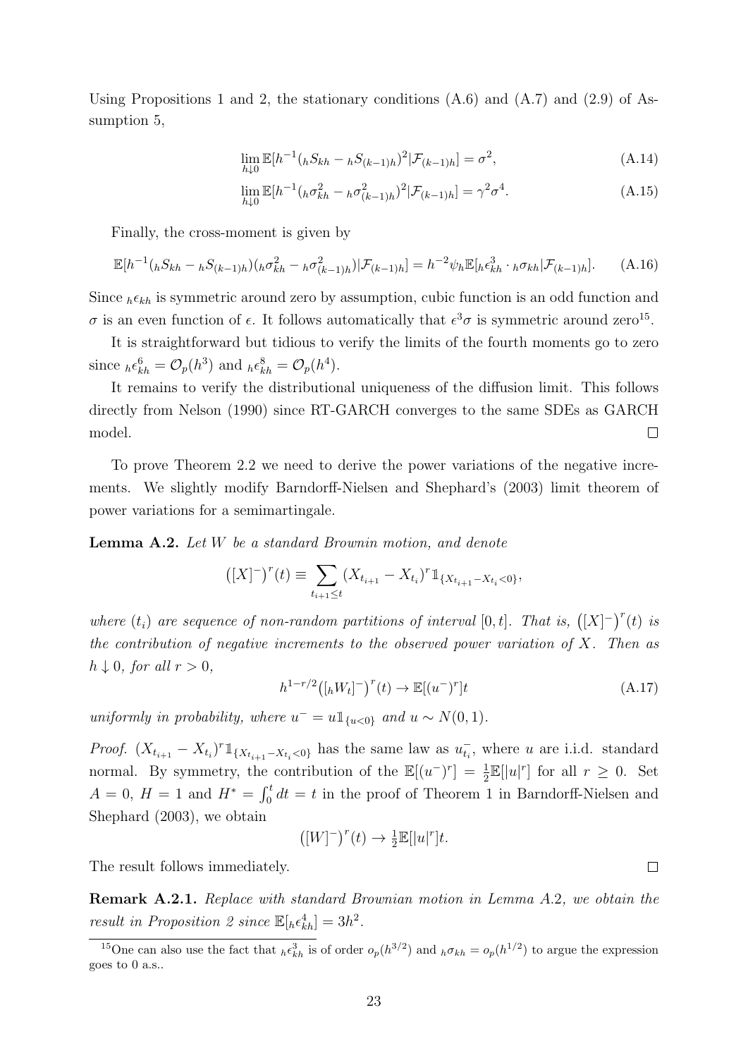Using Propositions 1 and 2, the stationary conditions (A.6) and (A.7) and (2.9) of Assumption 5,

$$\lim_{h\downarrow 0} \mathbb{E}[h^{-1}({}_hS_{kh} - {}_hS_{(k-1)h})^2|\mathcal{F}_{(k-1)h}] = \sigma^2, \tag{A.14}$$

$$\lim_{h\downarrow 0} \mathbb{E}[h^{-1}({}_h\sigma^2_{kh} - {}_h\sigma^2_{(k-1)h})^2|\mathcal{F}_{(k-1)h}] = \gamma^2\sigma^4. \tag{A.15}$$

Finally, the cross-moment is given by

$$\mathbb{E}[h^{-1}({}_hS_{kh} - {}_hS_{(k-1)h})({}_h\sigma^2_{kh} - {}_h\sigma^2_{(k-1)h})|\mathcal{F}_{(k-1)h}] = h^{-2}\psi_h \mathbb{E}[{}_h\epsilon^3_{kh} \cdot {}_h\sigma_{kh}|\mathcal{F}_{(k-1)h}]. \tag{A.16}$$

Since ${}_h\epsilon_{kh}$ is symmetric around zero by assumption, cubic function is an odd function and $\sigma$ is an even function of $\epsilon$. It follows automatically that $\epsilon^3\sigma$ is symmetric around zero[15].

It is straightforward but tidious to verify the limits of the fourth moments go to zero since ${}_h\epsilon^6_{kh} = \mathcal{O}_p(h^3)$ and ${}_h\epsilon^8_{kh} = \mathcal{O}_p(h^4)$.

It remains to verify the distributional uniqueness of the diffusion limit. This follows directly from Nelson (1990) since RT-GARCH converges to the same SDEs as GARCH model. $\square$

To prove Theorem 2.2 we need to derive the power variations of the negative increments. We slightly modify Barndorff-Nielsen and Shephard's (2003) limit theorem of power variations for a semimartingale.

**Lemma A.2.** *Let $W$ be a standard Brownin motion, and denote*

$$\left([X]^-\right)^r(t) \equiv \sum_{t_{i+1}\le t} (X_{t_{i+1}} - X_{t_i})^r \mathbb{1}_{\{X_{t_{i+1}} - X_{t_i} < 0\}},$$

*where $(t_i)$ are sequence of non-random partitions of interval $[0,t]$. That is, $\left([X]^-\right)^r(t)$ is the contribution of negative increments to the observed power variation of $X$. Then as $h \downarrow 0$, for all $r > 0$,*

$$h^{1-r/2}\left([{}_hW_t]^-\right)^r(t) \to \mathbb{E}[(u^-)^r]t \tag{A.17}$$

*uniformly in probability, where $u^- = u\mathbb{1}_{\{u<0\}}$ and $u \sim N(0,1)$.*

*Proof.* $(X_{t_{i+1}} - X_{t_i})^r \mathbb{1}_{\{X_{t_{i+1}} - X_{t_i} < 0\}}$ has the same law as $u^-_{t_i}$, where $u$ are i.i.d. standard normal. By symmetry, the contribution of the $\mathbb{E}[(u^-)^r] = \frac{1}{2}\mathbb{E}[|u|^r]$ for all $r \ge 0$. Set $A = 0$, $H = 1$ and $H^* = \int_0^t dt = t$ in the proof of Theorem 1 in Barndorff-Nielsen and Shephard (2003), we obtain

$$\left([W]^-\right)^r(t) \to \tfrac{1}{2}\mathbb{E}[|u|^r]t.$$

The result follows immediately. $\square$

**Remark A.2.1.** *Replace with standard Brownian motion in Lemma A.2, we obtain the result in Proposition 2 since $\mathbb{E}[{}_h\epsilon^4_{kh}] = 3h^2$.*

[15] One can also use the fact that ${}_h\epsilon^3_{kh}$ is of order $o_p(h^{3/2})$ and ${}_h\sigma_{kh} = o_p(h^{1/2})$ to argue the expression goes to 0 a.s..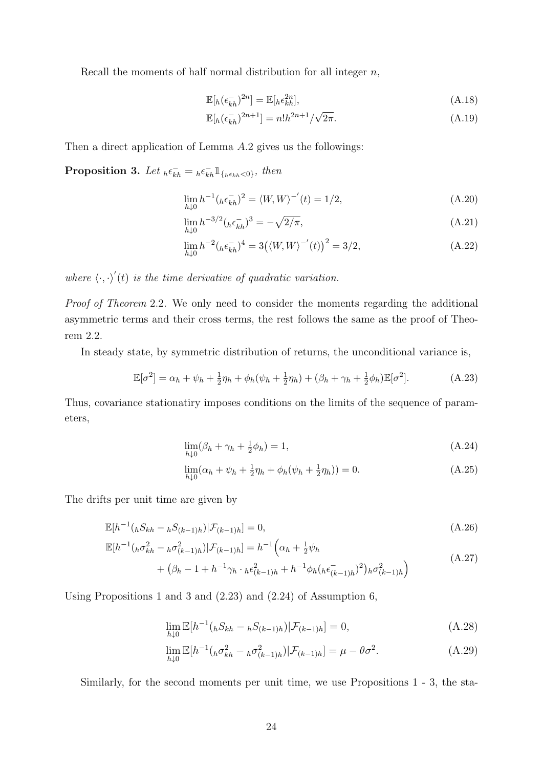Recall the moments of half normal distribution for all integer $n$,

$$\mathbb{E}[{}_h(\epsilon^-_{kh})^{2n}] = \mathbb{E}[{}_h\epsilon^{2n}_{kh}], \tag{A.18}$$

$$\mathbb{E}[{}_h(\epsilon^-_{kh})^{2n+1}] = n!h^{2n+1}/\sqrt{2\pi}. \tag{A.19}$$

Then a direct application of Lemma $A.2$ gives us the followings:

**Proposition 3.** *Let* ${}_h\epsilon^-_{kh} = {}_h\epsilon^-_{kh}\mathbb{1}_{\{{}_h\epsilon_{kh}<0\}}$, *then*

$$\lim_{h\downarrow 0} h^{-1}({}_h\epsilon^-_{kh})^2 = \langle W, W\rangle^{-'}(t) = 1/2, \tag{A.20}$$

$$\lim_{h\downarrow 0} h^{-3/2}({}_h\epsilon^-_{kh})^3 = -\sqrt{2/\pi}, \tag{A.21}$$

$$\lim_{h\downarrow 0} h^{-2}({}_h\epsilon^-_{kh})^4 = 3\big(\langle W, W\rangle^{-'}(t)\big)^2 = 3/2, \tag{A.22}$$

*where* $\langle \cdot, \cdot\rangle^{'}(t)$ *is the time derivative of quadratic variation.*

*Proof of Theorem* 2.2. We only need to consider the moments regarding the additional asymmetric terms and their cross terms, the rest follows the same as the proof of Theorem 2.2.

In steady state, by symmetric distribution of returns, the unconditional variance is,

$$\mathbb{E}[\sigma^2] = \alpha_h + \psi_h + \tfrac{1}{2}\eta_h + \phi_h(\psi_h + \tfrac{1}{2}\eta_h) + (\beta_h + \gamma_h + \tfrac{1}{2}\phi_h)\mathbb{E}[\sigma^2]. \tag{A.23}$$

Thus, covariance stationatiry imposes conditions on the limits of the sequence of parameters,

$$\lim_{h\downarrow 0}(\beta_h + \gamma_h + \tfrac{1}{2}\phi_h) = 1, \tag{A.24}$$

$$\lim_{h\downarrow 0}(\alpha_h + \psi_h + \tfrac{1}{2}\eta_h + \phi_h(\psi_h + \tfrac{1}{2}\eta_h)) = 0. \tag{A.25}$$

The drifts per unit time are given by

$$\mathbb{E}[h^{-1}({}_hS_{kh} - {}_hS_{(k-1)h})|\mathcal{F}_{(k-1)h}] = 0, \tag{A.26}$$

$$\begin{aligned}\mathbb{E}[h^{-1}({}_h\sigma^2_{kh} - {}_h\sigma^2_{(k-1)h})|\mathcal{F}_{(k-1)h}] = h^{-1}\Big(&\alpha_h + \tfrac{1}{2}\psi_h \\ &+ \big(\beta_h - 1 + h^{-1}\gamma_h \cdot {}_h\epsilon^2_{(k-1)h} + h^{-1}\phi_h({}_h\epsilon^-_{(k-1)h})^2\big){}_h\sigma^2_{(k-1)h}\Big)\end{aligned} \tag{A.27}$$

Using Propositions 1 and 3 and (2.23) and (2.24) of Assumption 6,

$$\lim_{h\downarrow 0}\mathbb{E}[h^{-1}({}_hS_{kh} - {}_hS_{(k-1)h})|\mathcal{F}_{(k-1)h}] = 0, \tag{A.28}$$

$$\lim_{h\downarrow 0}\mathbb{E}[h^{-1}({}_h\sigma^2_{kh} - {}_h\sigma^2_{(k-1)h})|\mathcal{F}_{(k-1)h}] = \mu - \theta\sigma^2. \tag{A.29}$$

Similarly, for the second moments per unit time, we use Propositions 1 - 3, the sta-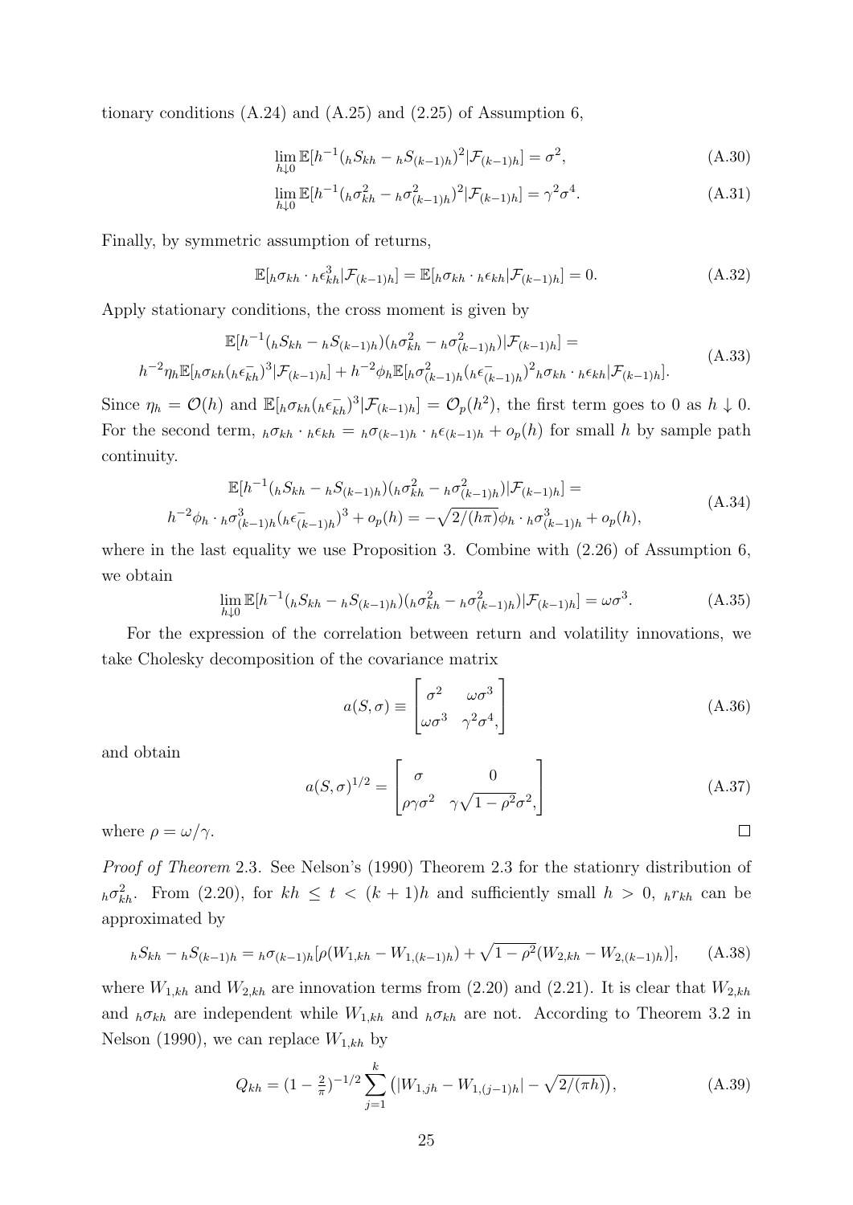tionary conditions (A.24) and (A.25) and (2.25) of Assumption 6,

$$\lim_{h\downarrow 0}\mathbb{E}[h^{-1}({}_hS_{kh} - {}_hS_{(k-1)h})^2|\mathcal{F}_{(k-1)h}] = \sigma^2, \tag{A.30}$$

$$\lim_{h\downarrow 0}\mathbb{E}[h^{-1}({}_h\sigma^2_{kh} - {}_h\sigma^2_{(k-1)h})^2|\mathcal{F}_{(k-1)h}] = \gamma^2\sigma^4. \tag{A.31}$$

Finally, by symmetric assumption of returns,

$$\mathbb{E}[{}_h\sigma_{kh}\cdot {}_h\epsilon^3_{kh}|\mathcal{F}_{(k-1)h}] = \mathbb{E}[{}_h\sigma_{kh}\cdot {}_h\epsilon_{kh}|\mathcal{F}_{(k-1)h}] = 0. \tag{A.32}$$

Apply stationary conditions, the cross moment is given by

$$\begin{aligned}&\mathbb{E}[h^{-1}({}_hS_{kh} - {}_hS_{(k-1)h})({}_h\sigma^2_{kh} - {}_h\sigma^2_{(k-1)h})|\mathcal{F}_{(k-1)h}] = \\ &h^{-2}\eta_h\mathbb{E}[{}_h\sigma_{kh}({}_h\epsilon^-_{kh})^3|\mathcal{F}_{(k-1)h}] + h^{-2}\phi_h\mathbb{E}[{}_h\sigma^2_{(k-1)h}({}_h\epsilon^-_{(k-1)h})^2{}_h\sigma_{kh}\cdot {}_h\epsilon_{kh}|\mathcal{F}_{(k-1)h}].\end{aligned} \tag{A.33}$$

Since $\eta_h = \mathcal{O}(h)$ and $\mathbb{E}[{}_h\sigma_{kh}({}_h\epsilon^-_{kh})^3|\mathcal{F}_{(k-1)h}] = \mathcal{O}_p(h^2)$, the first term goes to 0 as $h\downarrow 0$. For the second term, ${}_h\sigma_{kh}\cdot {}_h\epsilon_{kh} = {}_h\sigma_{(k-1)h}\cdot {}_h\epsilon_{(k-1)h} + o_p(h)$ for small $h$ by sample path continuity.

$$\begin{aligned}&\mathbb{E}[h^{-1}({}_hS_{kh} - {}_hS_{(k-1)h})({}_h\sigma^2_{kh} - {}_h\sigma^2_{(k-1)h})|\mathcal{F}_{(k-1)h}] = \\ &h^{-2}\phi_h\cdot {}_h\sigma^3_{(k-1)h}({}_h\epsilon^-_{(k-1)h})^3 + o_p(h) = -\sqrt{2/(h\pi)}\phi_h\cdot {}_h\sigma^3_{(k-1)h} + o_p(h),\end{aligned} \tag{A.34}$$

where in the last equality we use Proposition 3. Combine with (2.26) of Assumption 6, we obtain

$$\lim_{h\downarrow 0}\mathbb{E}[h^{-1}({}_hS_{kh} - {}_hS_{(k-1)h})({}_h\sigma^2_{kh} - {}_h\sigma^2_{(k-1)h})|\mathcal{F}_{(k-1)h}] = \omega\sigma^3. \tag{A.35}$$

For the expression of the correlation between return and volatility innovations, we take Cholesky decomposition of the covariance matrix

$$a(S,\sigma) \equiv \begin{bmatrix}\sigma^2 & \omega\sigma^3 \\ \omega\sigma^3 & \gamma^2\sigma^4,\end{bmatrix} \tag{A.36}$$

and obtain

$$a(S,\sigma)^{1/2} = \begin{bmatrix}\sigma & 0 \\ \rho\gamma\sigma^2 & \gamma\sqrt{1-\rho^2}\sigma^2,\end{bmatrix} \tag{A.37}$$

where $\rho = \omega/\gamma$. □

*Proof of Theorem* 2.3. See Nelson's (1990) Theorem 2.3 for the stationry distribution of ${}_h\sigma^2_{kh}$. From (2.20), for $kh \le t < (k+1)h$ and sufficiently small $h > 0$, ${}_hr_{kh}$ can be approximated by

$${}_hS_{kh} - {}_hS_{(k-1)h} = {}_h\sigma_{(k-1)h}[\rho(W_{1,kh} - W_{1,(k-1)h}) + \sqrt{1-\rho^2}(W_{2,kh} - W_{2,(k-1)h})], \tag{A.38}$$

where $W_{1,kh}$ and $W_{2,kh}$ are innovation terms from (2.20) and (2.21). It is clear that $W_{2,kh}$ and ${}_h\sigma_{kh}$ are independent while $W_{1,kh}$ and ${}_h\sigma_{kh}$ are not. According to Theorem 3.2 in Nelson (1990), we can replace $W_{1,kh}$ by

$$Q_{kh} = (1-\tfrac{2}{\pi})^{-1/2}\sum_{j=1}^{k}\big(|W_{1,jh} - W_{1,(j-1)h}| - \sqrt{2/(\pi h)}\big), \tag{A.39}$$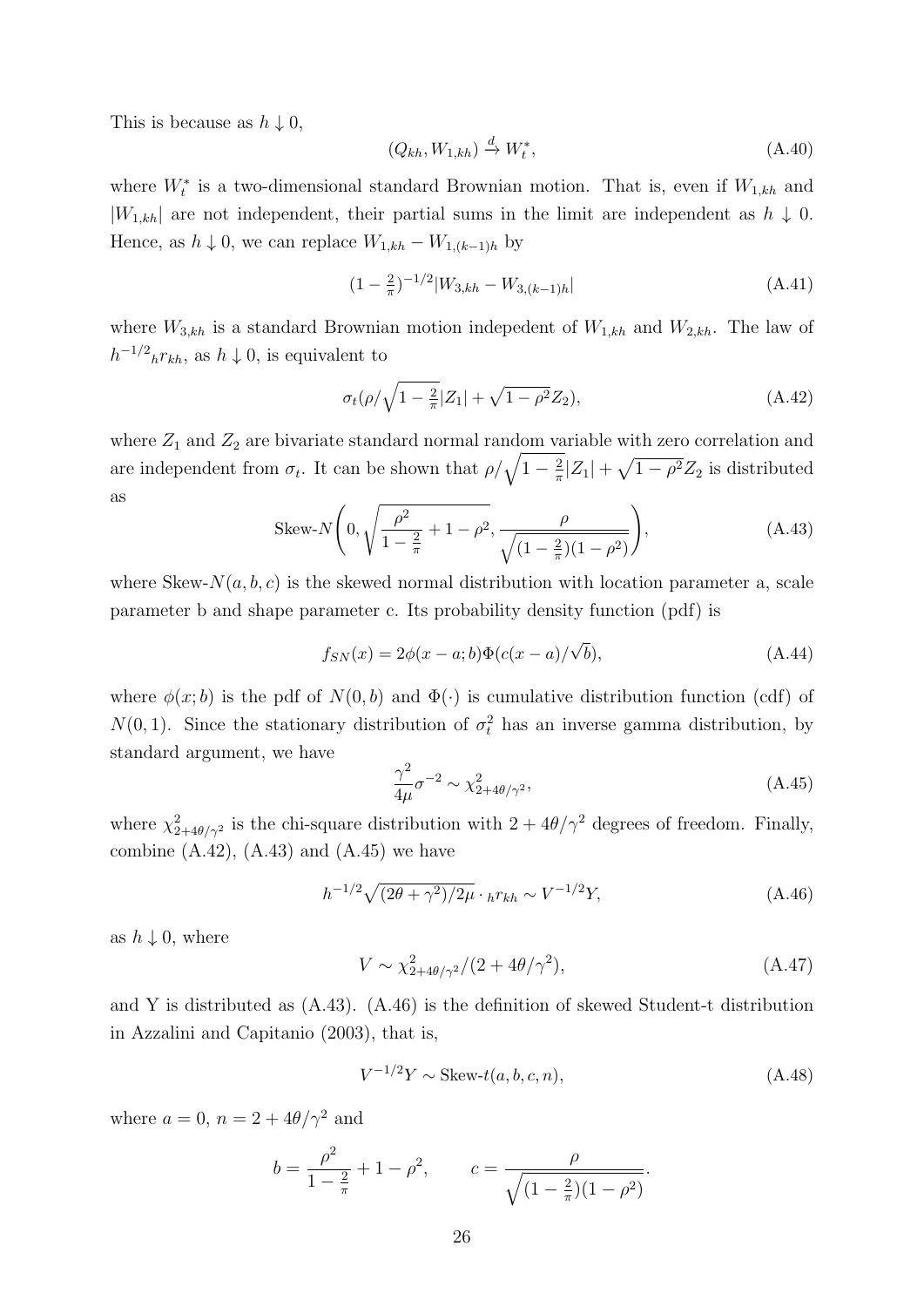This is because as $h \downarrow 0$,

$$(Q_{kh}, W_{1,kh}) \xrightarrow{d} W_t^*, \tag{A.40}$$

where $W_t^*$ is a two-dimensional standard Brownian motion. That is, even if $W_{1,kh}$ and $|W_{1,kh}|$ are not independent, their partial sums in the limit are independent as $h \downarrow 0$. Hence, as $h \downarrow 0$, we can replace $W_{1,kh} - W_{1,(k-1)h}$ by

$$(1 - \tfrac{2}{\pi})^{-1/2} |W_{3,kh} - W_{3,(k-1)h}| \tag{A.41}$$

where $W_{3,kh}$ is a standard Brownian motion indepedent of $W_{1,kh}$ and $W_{2,kh}$. The law of $h^{-1/2}{}_h r_{kh}$, as $h \downarrow 0$, is equivalent to

$$\sigma_t(\rho / \sqrt{1 - \tfrac{2}{\pi}} |Z_1| + \sqrt{1 - \rho^2} Z_2), \tag{A.42}$$

where $Z_1$ and $Z_2$ are bivariate standard normal random variable with zero correlation and are independent from $\sigma_t$. It can be shown that $\rho / \sqrt{1 - \frac{2}{\pi}} |Z_1| + \sqrt{1 - \rho^2} Z_2$ is distributed as

$$\text{Skew-}N\left(0, \sqrt{\frac{\rho^2}{1 - \frac{2}{\pi}} + 1 - \rho^2}, \frac{\rho}{\sqrt{(1 - \frac{2}{\pi})(1 - \rho^2)}}\right), \tag{A.43}$$

where Skew-$N(a, b, c)$ is the skewed normal distribution with location parameter a, scale parameter b and shape parameter c. Its probability density function (pdf) is

$$f_{SN}(x) = 2\phi(x - a; b)\Phi(c(x - a)/\sqrt{b}), \tag{A.44}$$

where $\phi(x; b)$ is the pdf of $N(0, b)$ and $\Phi(\cdot)$ is cumulative distribution function (cdf) of $N(0, 1)$. Since the stationary distribution of $\sigma_t^2$ has an inverse gamma distribution, by standard argument, we have

$$\frac{\gamma^2}{4\mu} \sigma^{-2} \sim \chi^2_{2+4\theta/\gamma^2}, \tag{A.45}$$

where $\chi^2_{2+4\theta/\gamma^2}$ is the chi-square distribution with $2 + 4\theta/\gamma^2$ degrees of freedom. Finally, combine (A.42), (A.43) and (A.45) we have

$$h^{-1/2} \sqrt{(2\theta + \gamma^2)/2\mu} \cdot {}_h r_{kh} \sim V^{-1/2} Y, \tag{A.46}$$

as $h \downarrow 0$, where

$$V \sim \chi^2_{2+4\theta/\gamma^2}/(2 + 4\theta/\gamma^2), \tag{A.47}$$

and Y is distributed as (A.43). (A.46) is the definition of skewed Student-t distribution in Azzalini and Capitanio (2003), that is,

$$V^{-1/2} Y \sim \text{Skew-}t(a, b, c, n), \tag{A.48}$$

where $a = 0$, $n = 2 + 4\theta/\gamma^2$ and

$$b = \frac{\rho^2}{1 - \frac{2}{\pi}} + 1 - \rho^2, \qquad c = \frac{\rho}{\sqrt{(1 - \frac{2}{\pi})(1 - \rho^2)}}.$$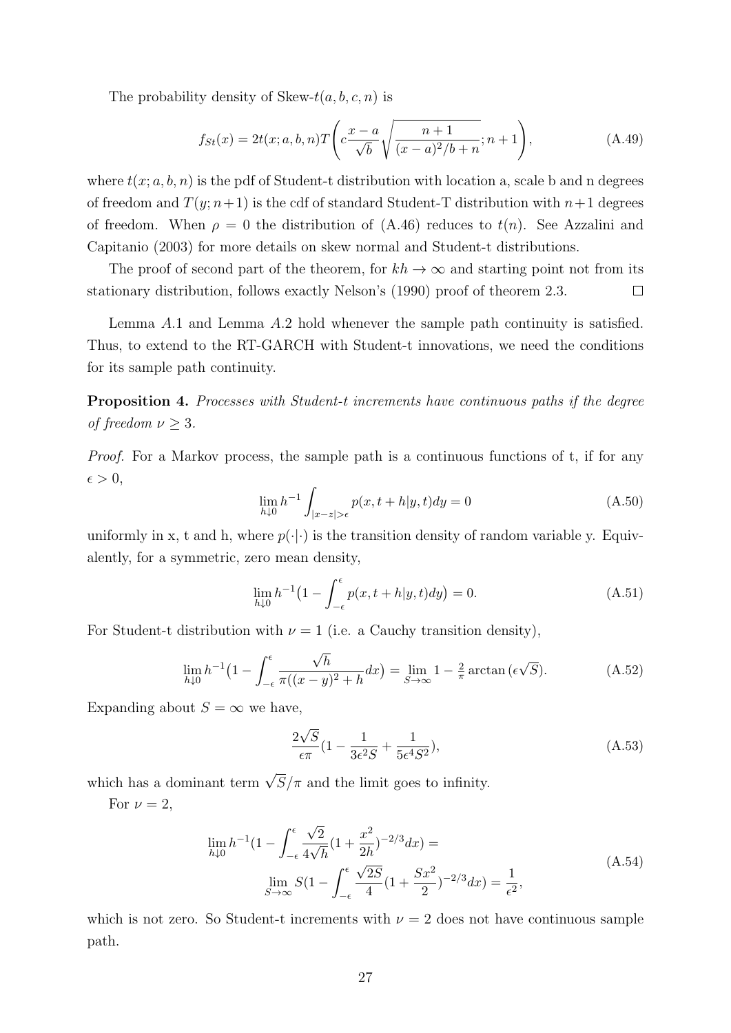The probability density of Skew-$t(a, b, c, n)$ is

$$f_{St}(x) = 2t(x; a, b, n)T\left(c\frac{x-a}{\sqrt{b}}\sqrt{\frac{n+1}{(x-a)^2/b+n}}; n+1\right), \tag{A.49}$$

where $t(x; a, b, n)$ is the pdf of Student-t distribution with location a, scale b and n degrees of freedom and $T(y; n+1)$ is the cdf of standard Student-T distribution with $n+1$ degrees of freedom. When $\rho = 0$ the distribution of (A.46) reduces to $t(n)$. See Azzalini and Capitanio (2003) for more details on skew normal and Student-t distributions.

The proof of second part of the theorem, for $kh \to \infty$ and starting point not from its stationary distribution, follows exactly Nelson's (1990) proof of theorem 2.3. □

Lemma *A*.1 and Lemma *A*.2 hold whenever the sample path continuity is satisfied. Thus, to extend to the RT-GARCH with Student-t innovations, we need the conditions for its sample path continuity.

**Proposition 4.** *Processes with Student-t increments have continuous paths if the degree of freedom $\nu \geq 3$.*

*Proof.* For a Markov process, the sample path is a continuous functions of t, if for any $\epsilon > 0$,

$$\lim_{h \downarrow 0} h^{-1} \int_{|x-z|>\epsilon} p(x, t+h|y, t)dy = 0 \tag{A.50}$$

uniformly in x, t and h, where $p(\cdot|\cdot)$ is the transition density of random variable y. Equivalently, for a symmetric, zero mean density,

$$\lim_{h \downarrow 0} h^{-1}\big(1 - \int_{-\epsilon}^{\epsilon} p(x, t+h|y, t)dy\big) = 0. \tag{A.51}$$

For Student-t distribution with $\nu = 1$ (i.e. a Cauchy transition density),

$$\lim_{h \downarrow 0} h^{-1}\big(1 - \int_{-\epsilon}^{\epsilon} \frac{\sqrt{h}}{\pi((x-y)^2+h}dx\big) = \lim_{S \to \infty} 1 - \tfrac{2}{\pi}\arctan(\epsilon\sqrt{S}). \tag{A.52}$$

Expanding about $S = \infty$ we have,

$$\frac{2\sqrt{S}}{\epsilon\pi}(1 - \frac{1}{3\epsilon^2 S} + \frac{1}{5\epsilon^4 S^2}), \tag{A.53}$$

which has a dominant term $\sqrt{S}/\pi$ and the limit goes to infinity.

For $\nu = 2$,

$$\begin{aligned} \lim_{h \downarrow 0} h^{-1}(1 - \int_{-\epsilon}^{\epsilon} \frac{\sqrt{2}}{4\sqrt{h}}(1 + \frac{x^2}{2h})^{-2/3}dx) &= \\ \lim_{S \to \infty} S(1 - \int_{-\epsilon}^{\epsilon} \frac{\sqrt{2S}}{4}(1 + \frac{Sx^2}{2})^{-2/3}dx) &= \frac{1}{\epsilon^2}, \end{aligned} \tag{A.54}$$

which is not zero. So Student-t increments with $\nu = 2$ does not have continuous sample path.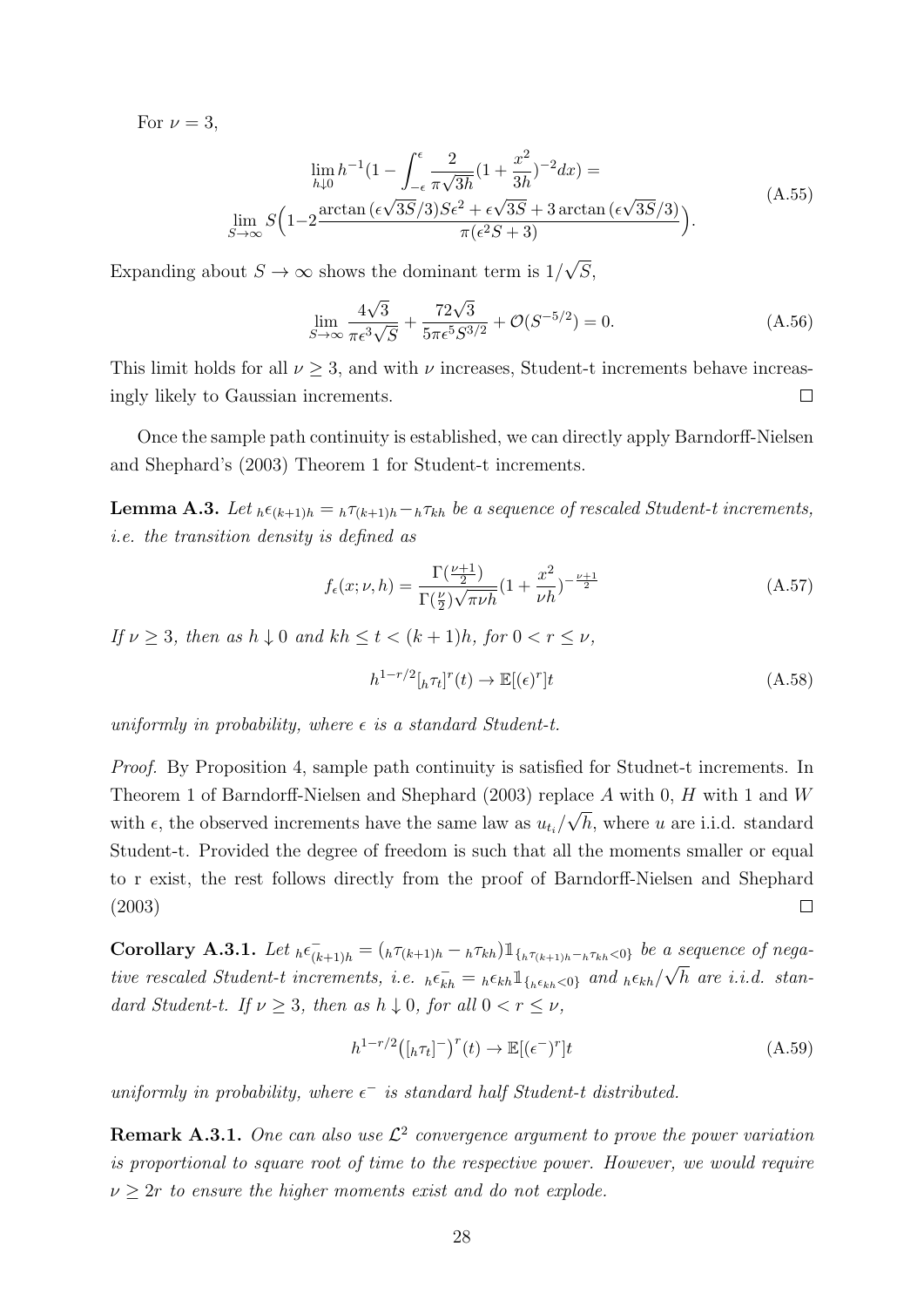For $\nu = 3$,

$$\lim_{h\downarrow 0} h^{-1}(1 - \int_{-\epsilon}^{\epsilon} \frac{2}{\pi\sqrt{3h}}(1+\frac{x^2}{3h})^{-2}dx) = \\ \lim_{S\to\infty} S\Big(1 - 2\frac{\arctan(\epsilon\sqrt{3S}/3)S\epsilon^2 + \epsilon\sqrt{3S} + 3\arctan(\epsilon\sqrt{3S}/3)}{\pi(\epsilon^2 S + 3)}\Big). \tag{A.55}$$

Expanding about $S \to \infty$ shows the dominant term is $1/\sqrt{S}$,

$$\lim_{S\to\infty} \frac{4\sqrt{3}}{\pi\epsilon^3\sqrt{S}} + \frac{72\sqrt{3}}{5\pi\epsilon^5 S^{3/2}} + \mathcal{O}(S^{-5/2}) = 0. \tag{A.56}$$

This limit holds for all $\nu \geq 3$, and with $\nu$ increases, Student-t increments behave increasingly likely to Gaussian increments. $\square$

Once the sample path continuity is established, we can directly apply Barndorff-Nielsen and Shephard's (2003) Theorem 1 for Student-t increments.

**Lemma A.3.** *Let ${}_h\epsilon_{(k+1)h} = {}_h\tau_{(k+1)h} - {}_h\tau_{kh}$ be a sequence of rescaled Student-t increments, i.e. the transition density is defined as*

$$f_\epsilon(x;\nu,h) = \frac{\Gamma(\frac{\nu+1}{2})}{\Gamma(\frac{\nu}{2})\sqrt{\pi\nu h}}(1+\frac{x^2}{\nu h})^{-\frac{\nu+1}{2}} \tag{A.57}$$

*If $\nu \geq 3$, then as $h \downarrow 0$ and $kh \leq t < (k+1)h$, for $0 < r \leq \nu$,*

$$h^{1-r/2}[{}_h\tau_t]^r(t) \to \mathbb{E}[(\epsilon)^r]t \tag{A.58}$$

*uniformly in probability, where $\epsilon$ is a standard Student-t.*

*Proof.* By Proposition 4, sample path continuity is satisfied for Studnet-t increments. In Theorem 1 of Barndorff-Nielsen and Shephard (2003) replace $A$ with 0, $H$ with 1 and $W$ with $\epsilon$, the observed increments have the same law as $u_{t_i}/\sqrt{h}$, where $u$ are i.i.d. standard Student-t. Provided the degree of freedom is such that all the moments smaller or equal to r exist, the rest follows directly from the proof of Barndorff-Nielsen and Shephard (2003) $\square$

**Corollary A.3.1.** *Let ${}_h\epsilon^-_{(k+1)h} = ({}_h\tau_{(k+1)h} - {}_h\tau_{kh})\mathbb{1}_{\{{}_h\tau_{(k+1)h} - {}_h\tau_{kh} < 0\}}$ be a sequence of negative rescaled Student-t increments, i.e. ${}_h\epsilon^-_{kh} = {}_h\epsilon_{kh}\mathbb{1}_{\{{}_h\epsilon_{kh}<0\}}$ and ${}_h\epsilon_{kh}/\sqrt{h}$ are i.i.d. standard Student-t. If $\nu \geq 3$, then as $h \downarrow 0$, for all $0 < r \leq \nu$,*

$$h^{1-r/2}\big([{}_h\tau_t]^-\big)^r(t) \to \mathbb{E}[(\epsilon^-)^r]t \tag{A.59}$$

*uniformly in probability, where $\epsilon^-$ is standard half Student-t distributed.*

**Remark A.3.1.** *One can also use $\mathcal{L}^2$ convergence argument to prove the power variation is proportional to square root of time to the respective power. However, we would require $\nu \geq 2r$ to ensure the higher moments exist and do not explode.*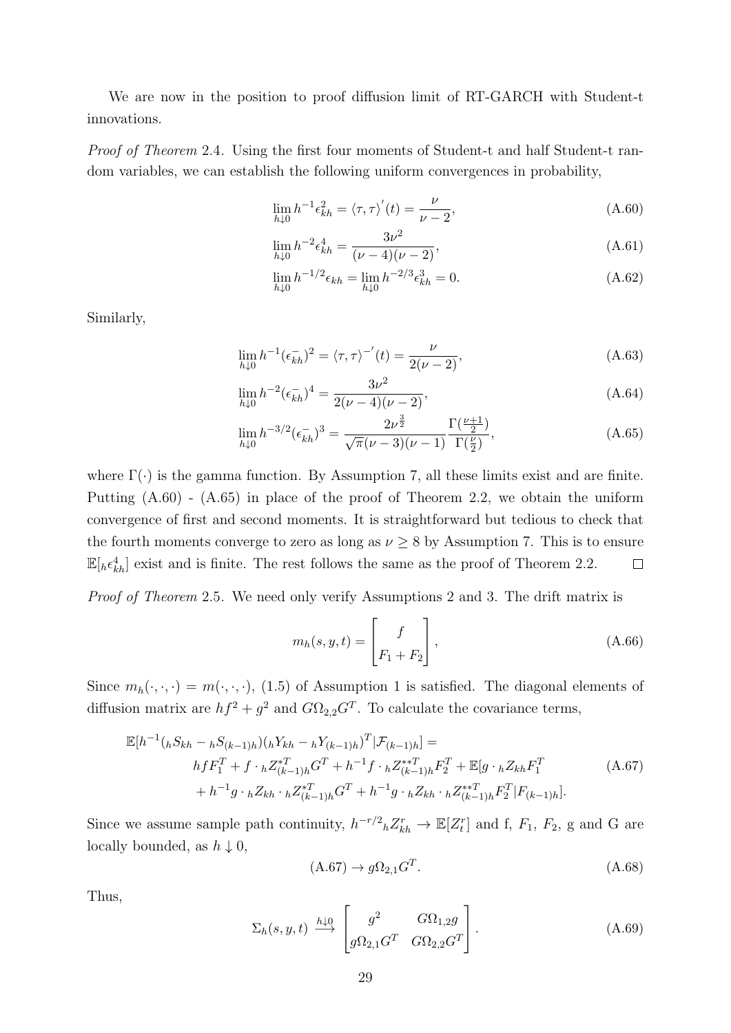We are now in the position to proof diffusion limit of RT-GARCH with Student-t innovations.

*Proof of Theorem* 2.4. Using the first four moments of Student-t and half Student-t random variables, we can establish the following uniform convergences in probability,

$$\lim_{h\downarrow 0} h^{-1}\epsilon_{kh}^2 = \langle \tau,\tau\rangle^{'}(t) = \frac{\nu}{\nu-2}, \tag{A.60}$$

$$\lim_{h\downarrow 0} h^{-2}\epsilon_{kh}^4 = \frac{3\nu^2}{(\nu-4)(\nu-2)}, \tag{A.61}$$

$$\lim_{h\downarrow 0} h^{-1/2}\epsilon_{kh} = \lim_{h\downarrow 0} h^{-2/3}\epsilon_{kh}^3 = 0. \tag{A.62}$$

Similarly,

$$\lim_{h\downarrow 0} h^{-1}(\epsilon_{kh}^-)^2 = \langle \tau,\tau\rangle^{-'}(t) = \frac{\nu}{2(\nu-2)}, \tag{A.63}$$

$$\lim_{h\downarrow 0} h^{-2}(\epsilon_{kh}^-)^4 = \frac{3\nu^2}{2(\nu-4)(\nu-2)}, \tag{A.64}$$

$$\lim_{h\downarrow 0} h^{-3/2}(\epsilon_{kh}^-)^3 = \frac{2\nu^{\frac{3}{2}}}{\sqrt{\pi}(\nu-3)(\nu-1)}\frac{\Gamma(\frac{\nu+1}{2})}{\Gamma(\frac{\nu}{2})}, \tag{A.65}$$

where $\Gamma(\cdot)$ is the gamma function. By Assumption 7, all these limits exist and are finite. Putting (A.60) - (A.65) in place of the proof of Theorem 2.2, we obtain the uniform convergence of first and second moments. It is straightforward but tedious to check that the fourth moments converge to zero as long as $\nu \geq 8$ by Assumption 7. This is to ensure $\mathbb{E}[{}_h\epsilon_{kh}^4]$ exist and is finite. The rest follows the same as the proof of Theorem 2.2. $\square$

*Proof of Theorem* 2.5. We need only verify Assumptions 2 and 3. The drift matrix is

$$m_h(s,y,t) = \begin{bmatrix} f \\ F_1 + F_2 \end{bmatrix}, \tag{A.66}$$

Since $m_h(\cdot,\cdot,\cdot) = m(\cdot,\cdot,\cdot)$, (1.5) of Assumption 1 is satisfied. The diagonal elements of diffusion matrix are $hf^2 + g^2$ and $G\Omega_{2,2}G^T$. To calculate the covariance terms,

$$\begin{aligned}\mathbb{E}[h^{-1}({}_hS_{kh} - {}_hS_{(k-1)h})({}_hY_{kh} - {}_hY_{(k-1)h})^T|\mathcal{F}_{(k-1)h}] = &\\ hfF_1^T + f\cdot {}_hZ_{(k-1)h}^{*T}G^T + h^{-1}f\cdot {}_hZ_{(k-1)h}^{**T}F_2^T + \mathbb{E}[g\cdot {}_hZ_{kh}F_1^T &\\ + h^{-1}g\cdot {}_hZ_{kh}\cdot {}_hZ_{(k-1)h}^{*T}G^T + h^{-1}g\cdot {}_hZ_{kh}\cdot {}_hZ_{(k-1)h}^{**T}F_2^T|F_{(k-1)h}].&\end{aligned} \tag{A.67}$$

Since we assume sample path continuity, $h^{-r/2}{}_hZ_{kh}^r \to \mathbb{E}[Z_t^r]$ and f, $F_1$, $F_2$, g and G are locally bounded, as $h\downarrow 0$,

$$(\text{A.67}) \to g\Omega_{2,1}G^T. \tag{A.68}$$

Thus,

$$\Sigma_h(s,y,t) \xrightarrow{h\downarrow 0} \begin{bmatrix} g^2 & G\Omega_{1,2}g \\ g\Omega_{2,1}G^T & G\Omega_{2,2}G^T \end{bmatrix}. \tag{A.69}$$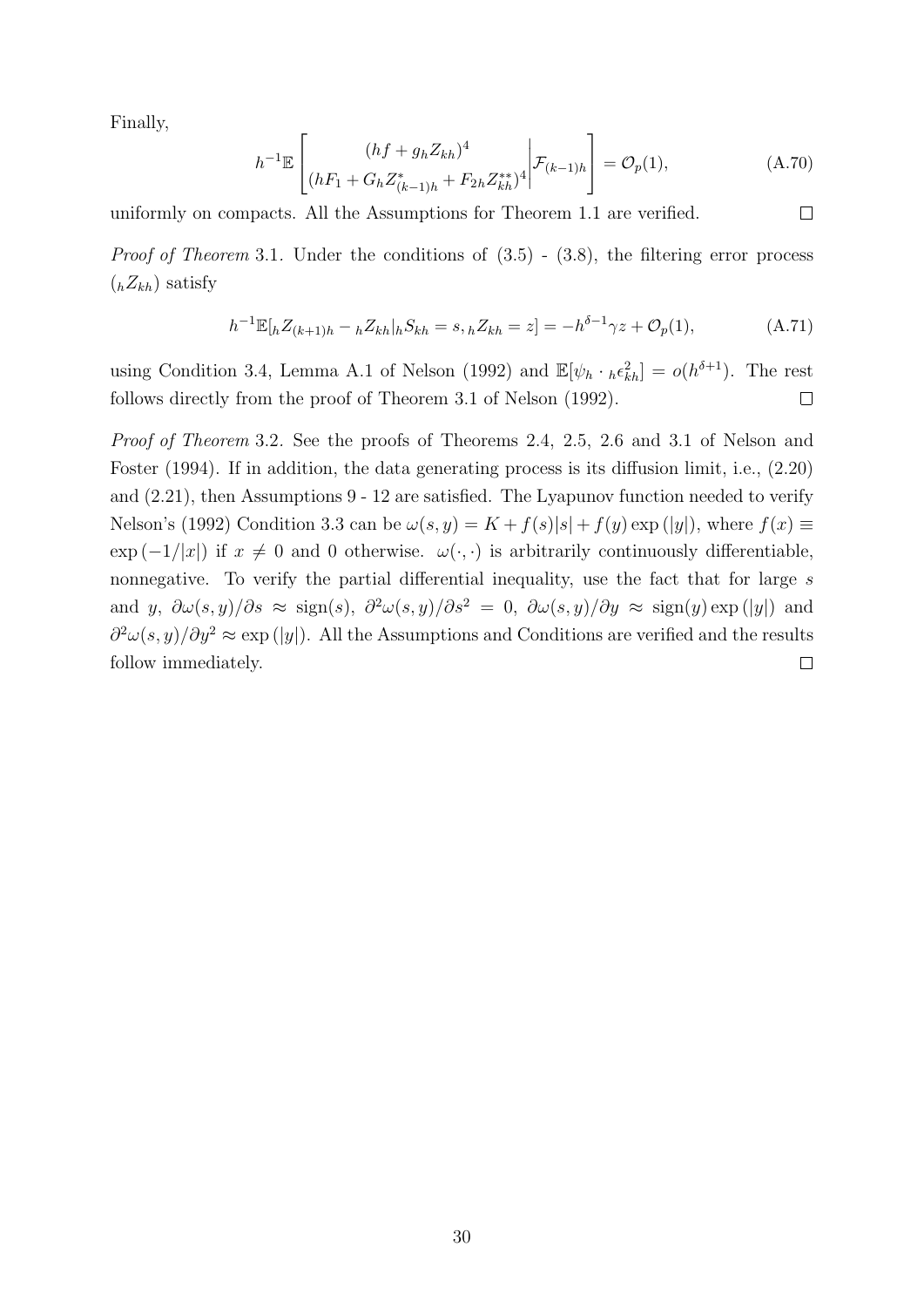Finally,

$$h^{-1}\mathbb{E}\left[\frac{(hf + g_h Z_{kh})^4}{(hF_1 + G_h Z^*_{(k-1)h} + F_{2h} Z^{**}_{kh})^4}\middle|\mathcal{F}_{(k-1)h}\right] = \mathcal{O}_p(1), \tag{A.70}$$

uniformly on compacts. All the Assumptions for Theorem 1.1 are verified. $\square$

*Proof of Theorem* 3.1. Under the conditions of (3.5) - (3.8), the filtering error process $({}_hZ_{kh})$ satisfy

$$h^{-1}\mathbb{E}[{}_hZ_{(k+1)h} - {}_hZ_{kh}|{}_hS_{kh} = s, {}_hZ_{kh} = z] = -h^{\delta-1}\gamma z + \mathcal{O}_p(1), \tag{A.71}$$

using Condition 3.4, Lemma A.1 of Nelson (1992) and $\mathbb{E}[\psi_h \cdot {}_h\epsilon^2_{kh}] = o(h^{\delta+1})$. The rest follows directly from the proof of Theorem 3.1 of Nelson (1992). $\square$

*Proof of Theorem* 3.2. See the proofs of Theorems 2.4, 2.5, 2.6 and 3.1 of Nelson and Foster (1994). If in addition, the data generating process is its diffusion limit, i.e., (2.20) and (2.21), then Assumptions 9 - 12 are satisfied. The Lyapunov function needed to verify Nelson's (1992) Condition 3.3 can be $\omega(s, y) = K + f(s)|s| + f(y)\exp(|y|)$, where $f(x) \equiv \exp(-1/|x|)$ if $x \neq 0$ and 0 otherwise. $\omega(\cdot, \cdot)$ is arbitrarily continuously differentiable, nonnegative. To verify the partial differential inequality, use the fact that for large $s$ and $y$, $\partial\omega(s, y)/\partial s \approx \text{sign}(s)$, $\partial^2\omega(s, y)/\partial s^2 = 0$, $\partial\omega(s, y)/\partial y \approx \text{sign}(y)\exp(|y|)$ and $\partial^2\omega(s, y)/\partial y^2 \approx \exp(|y|)$. All the Assumptions and Conditions are verified and the results follow immediately. $\square$